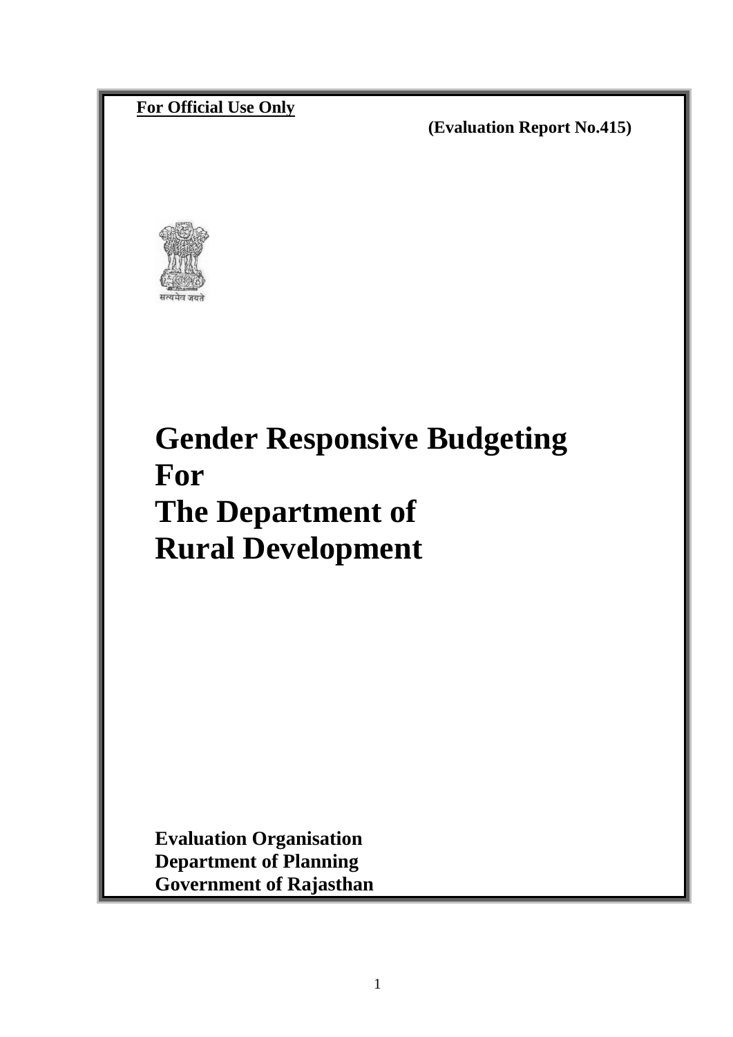**For Official Use Only**

**(Evaluation Report No.415)**

सत्यमेव जयते

# Gender Responsive Budgeting For The Department of Rural Development

**Evaluation Organisation**
**Department of Planning**
**Government of Rajasthan**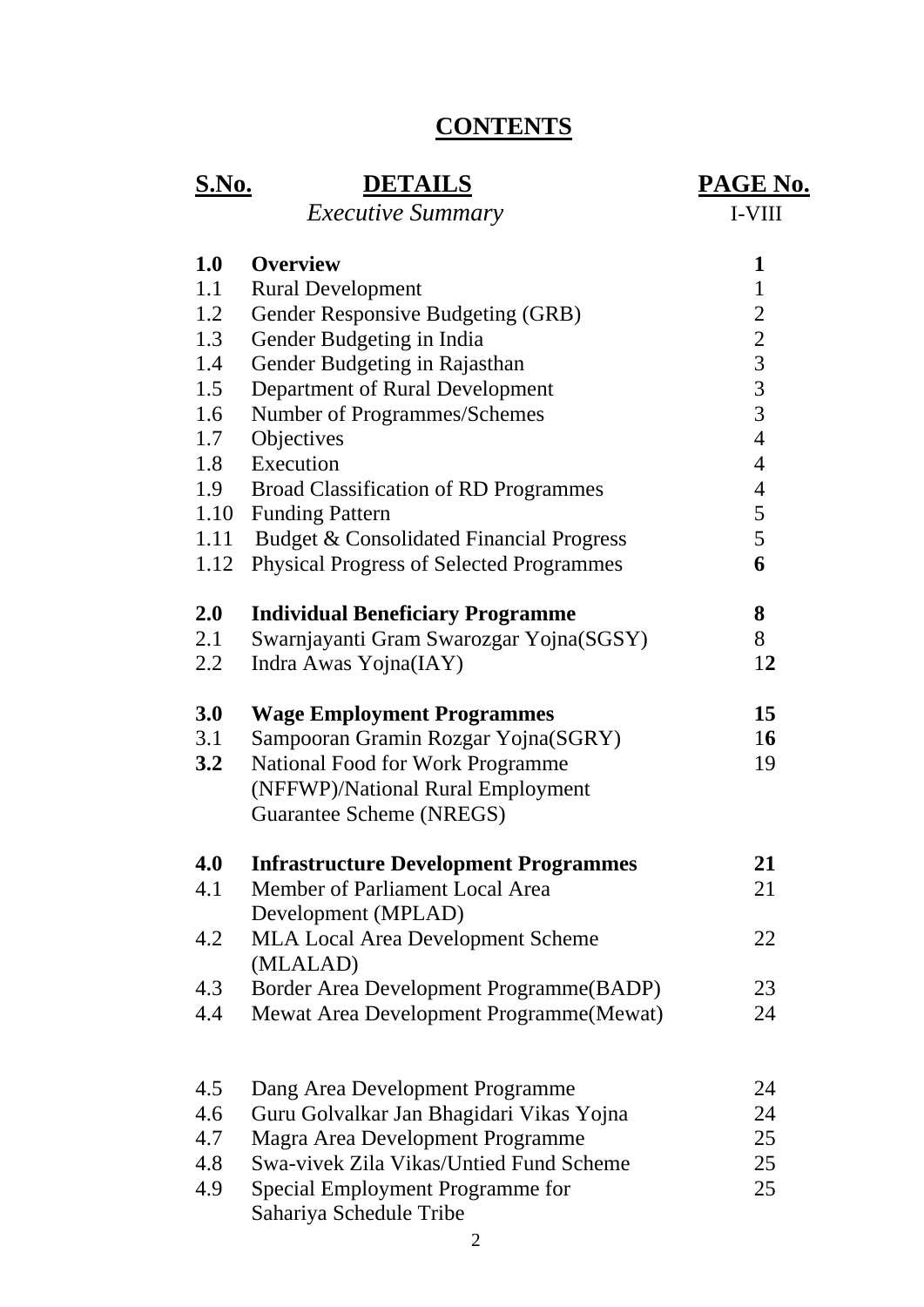# CONTENTS

| S.No. | DETAILS | PAGE No. |
|---|---|---|
| | *Executive Summary* | I-VIII |
| **1.0** | **Overview** | **1** |
| 1.1 | Rural Development | 1 |
| 1.2 | Gender Responsive Budgeting (GRB) | 2 |
| 1.3 | Gender Budgeting in India | 2 |
| 1.4 | Gender Budgeting in Rajasthan | 3 |
| 1.5 | Department of Rural Development | 3 |
| 1.6 | Number of Programmes/Schemes | 3 |
| 1.7 | Objectives | 4 |
| 1.8 | Execution | 4 |
| 1.9 | Broad Classification of RD Programmes | 4 |
| 1.10 | Funding Pattern | 5 |
| 1.11 | Budget & Consolidated Financial Progress | 5 |
| 1.12 | Physical Progress of Selected Programmes | **6** |
| **2.0** | **Individual Beneficiary Programme** | **8** |
| 2.1 | Swarnjayanti Gram Swarozgar Yojna(SGSY) | 8 |
| 2.2 | Indra Awas Yojna(IAY) | 1**2** |
| **3.0** | **Wage Employment Programmes** | **15** |
| 3.1 | Sampooran Gramin Rozgar Yojna(SGRY) | 1**6** |
| **3.2** | National Food for Work Programme (NFFWP)/National Rural Employment Guarantee Scheme (NREGS) | 19 |
| **4.0** | **Infrastructure Development Programmes** | **21** |
| 4.1 | Member of Parliament Local Area Development (MPLAD) | 21 |
| 4.2 | MLA Local Area Development Scheme (MLALAD) | 22 |
| 4.3 | Border Area Development Programme(BADP) | 23 |
| 4.4 | Mewat Area Development Programme(Mewat) | 24 |
| 4.5 | Dang Area Development Programme | 24 |
| 4.6 | Guru Golvalkar Jan Bhagidari Vikas Yojna | 24 |
| 4.7 | Magra Area Development Programme | 25 |
| 4.8 | Swa-vivek Zila Vikas/Untied Fund Scheme | 25 |
| 4.9 | Special Employment Programme for Sahariya Schedule Tribe | 25 |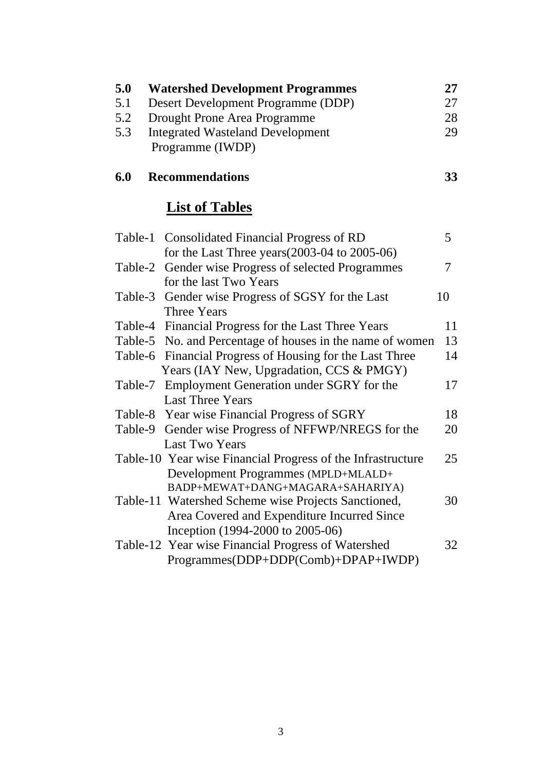| | | |
|---|---|---|
| **5.0** | **Watershed Development Programmes** | **27** |
| 5.1 | Desert Development Programme (DDP) | 27 |
| 5.2 | Drought Prone Area Programme | 28 |
| 5.3 | Integrated Wasteland Development Programme (IWDP) | 29 |
| **6.0** | **Recommendations** | **33** |

## List of Tables

| | | |
|---|---|---|
| Table-1 | Consolidated Financial Progress of RD for the Last Three years(2003-04 to 2005-06) | 5 |
| Table-2 | Gender wise Progress of selected Programmes for the last Two Years | 7 |
| Table-3 | Gender wise Progress of SGSY for the Last Three Years | 10 |
| Table-4 | Financial Progress for the Last Three Years | 11 |
| Table-5 | No. and Percentage of houses in the name of women | 13 |
| Table-6 | Financial Progress of Housing for the Last Three Years (IAY New, Upgradation, CCS & PMGY) | 14 |
| Table-7 | Employment Generation under SGRY for the Last Three Years | 17 |
| Table-8 | Year wise Financial Progress of SGRY | 18 |
| Table-9 | Gender wise Progress of NFFWP/NREGS for the Last Two Years | 20 |
| Table-10 | Year wise Financial Progress of the Infrastructure Development Programmes (MPLD+MLALD+BADP+MEWAT+DANG+MAGARA+SAHARIYA) | 25 |
| Table-11 | Watershed Scheme wise Projects Sanctioned, Area Covered and Expenditure Incurred Since Inception (1994-2000 to 2005-06) | 30 |
| Table-12 | Year wise Financial Progress of Watershed Programmes(DDP+DDP(Comb)+DPAP+IWDP) | 32 |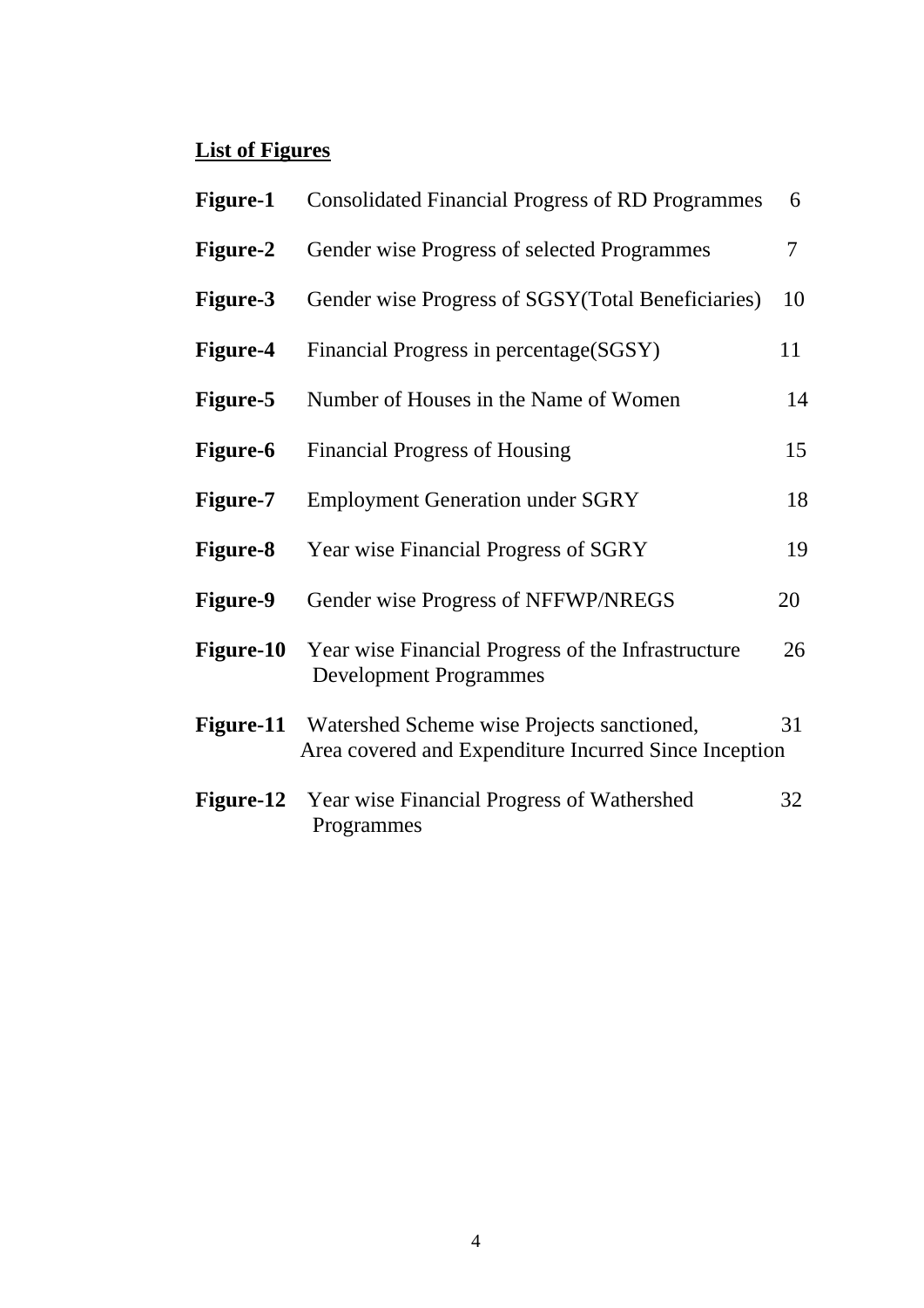**List of Figures**

| | | |
|---|---|---|
| **Figure-1** | Consolidated Financial Progress of RD Programmes | 6 |
| **Figure-2** | Gender wise Progress of selected Programmes | 7 |
| **Figure-3** | Gender wise Progress of SGSY(Total Beneficiaries) | 10 |
| **Figure-4** | Financial Progress in percentage(SGSY) | 11 |
| **Figure-5** | Number of Houses in the Name of Women | 14 |
| **Figure-6** | Financial Progress of Housing | 15 |
| **Figure-7** | Employment Generation under SGRY | 18 |
| **Figure-8** | Year wise Financial Progress of SGRY | 19 |
| **Figure-9** | Gender wise Progress of NFFWP/NREGS | 20 |
| **Figure-10** | Year wise Financial Progress of the Infrastructure Development Programmes | 26 |
| **Figure-11** | Watershed Scheme wise Projects sanctioned, Area covered and Expenditure Incurred Since Inception | 31 |
| **Figure-12** | Year wise Financial Progress of Wathershed Programmes | 32 |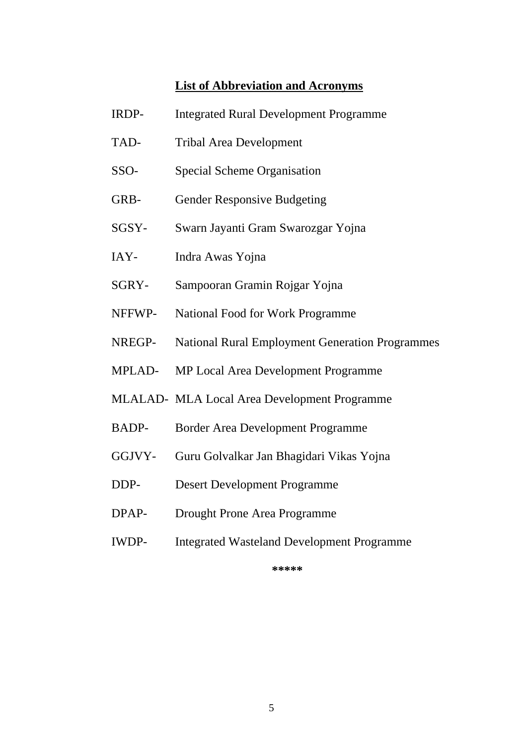## List of Abbreviation and Acronyms

IRDP- Integrated Rural Development Programme

TAD- Tribal Area Development

SSO- Special Scheme Organisation

GRB- Gender Responsive Budgeting

SGSY- Swarn Jayanti Gram Swarozgar Yojna

IAY- Indra Awas Yojna

SGRY- Sampooran Gramin Rojgar Yojna

NFFWP- National Food for Work Programme

NREGP- National Rural Employment Generation Programmes

MPLAD- MP Local Area Development Programme

MLALAD- MLA Local Area Development Programme

BADP- Border Area Development Programme

GGJVY- Guru Golvalkar Jan Bhagidari Vikas Yojna

DDP- Desert Development Programme

DPAP- Drought Prone Area Programme

IWDP- Integrated Wasteland Development Programme

*****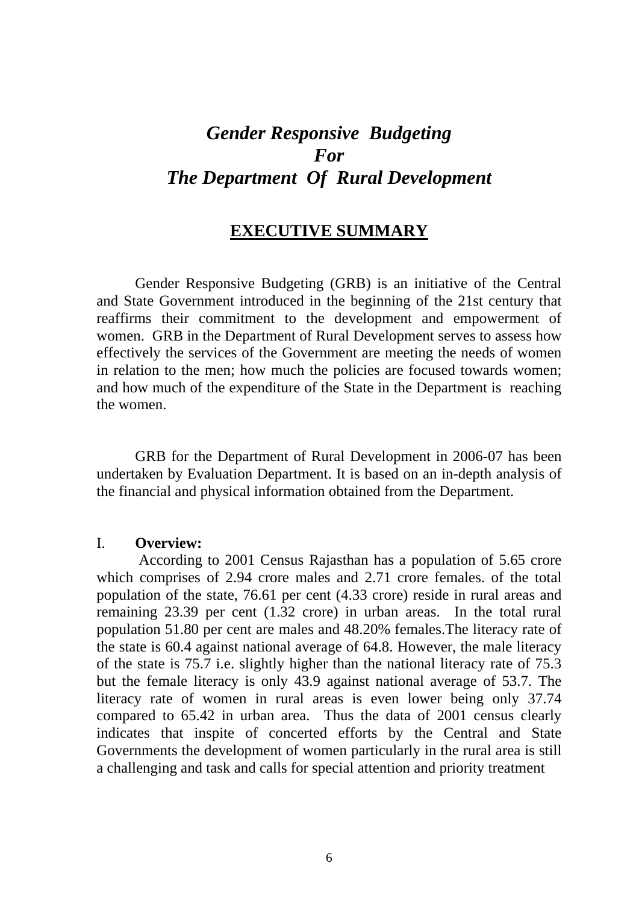# *Gender Responsive Budgeting For The Department Of Rural Development*

## EXECUTIVE SUMMARY

Gender Responsive Budgeting (GRB) is an initiative of the Central and State Government introduced in the beginning of the 21st century that reaffirms their commitment to the development and empowerment of women. GRB in the Department of Rural Development serves to assess how effectively the services of the Government are meeting the needs of women in relation to the men; how much the policies are focused towards women; and how much of the expenditure of the State in the Department is reaching the women.

GRB for the Department of Rural Development in 2006-07 has been undertaken by Evaluation Department. It is based on an in-depth analysis of the financial and physical information obtained from the Department.

I. **Overview:**

According to 2001 Census Rajasthan has a population of 5.65 crore which comprises of 2.94 crore males and 2.71 crore females. of the total population of the state, 76.61 per cent (4.33 crore) reside in rural areas and remaining 23.39 per cent (1.32 crore) in urban areas. In the total rural population 51.80 per cent are males and 48.20% females.The literacy rate of the state is 60.4 against national average of 64.8. However, the male literacy of the state is 75.7 i.e. slightly higher than the national literacy rate of 75.3 but the female literacy is only 43.9 against national average of 53.7. The literacy rate of women in rural areas is even lower being only 37.74 compared to 65.42 in urban area. Thus the data of 2001 census clearly indicates that inspite of concerted efforts by the Central and State Governments the development of women particularly in the rural area is still a challenging and task and calls for special attention and priority treatment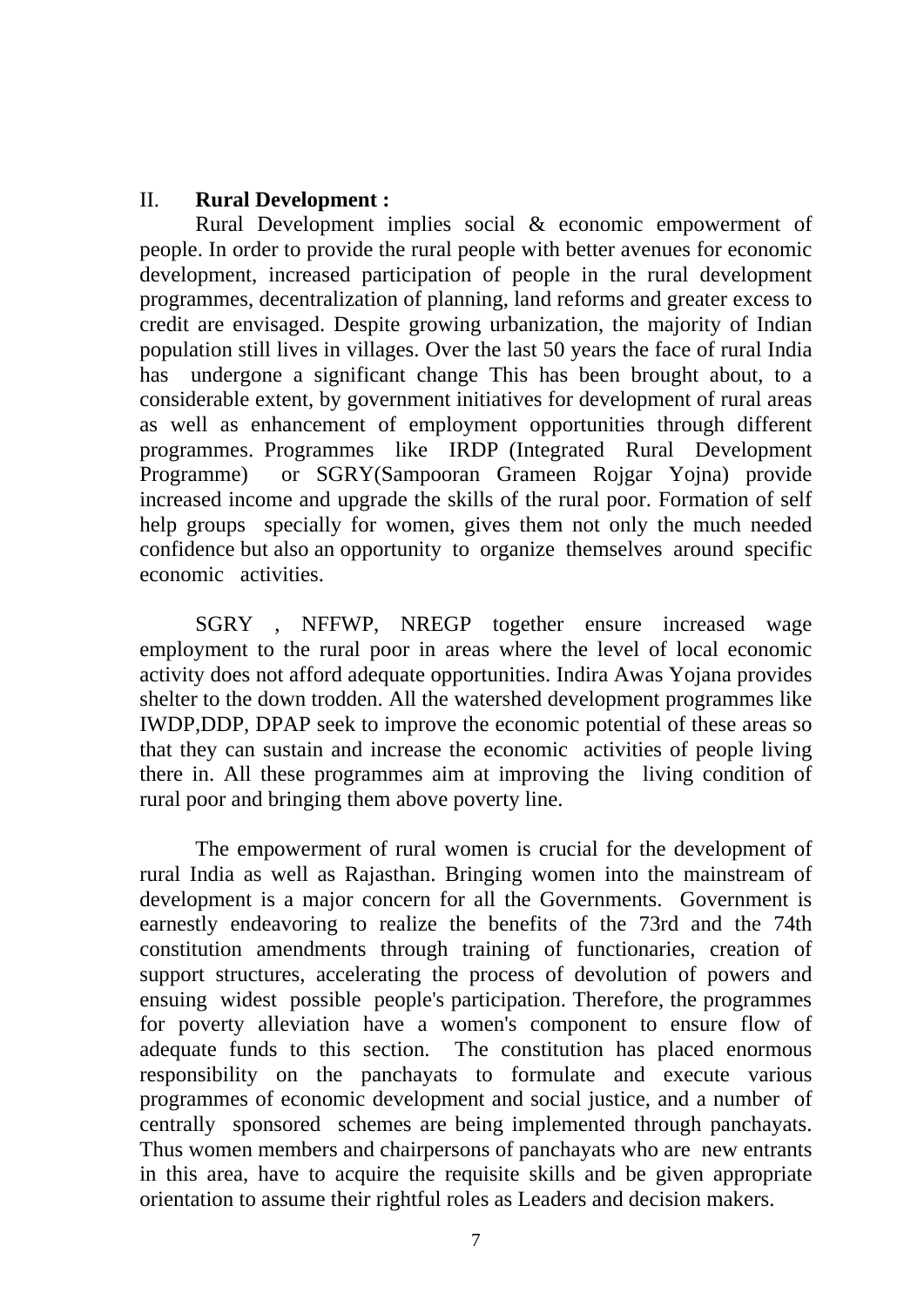## II. **Rural Development :**

Rural Development implies social & economic empowerment of people. In order to provide the rural people with better avenues for economic development, increased participation of people in the rural development programmes, decentralization of planning, land reforms and greater excess to credit are envisaged. Despite growing urbanization, the majority of Indian population still lives in villages. Over the last 50 years the face of rural India has undergone a significant change This has been brought about, to a considerable extent, by government initiatives for development of rural areas as well as enhancement of employment opportunities through different programmes. Programmes like IRDP (Integrated Rural Development Programme) or SGRY(Sampooran Grameen Rojgar Yojna) provide increased income and upgrade the skills of the rural poor. Formation of self help groups specially for women, gives them not only the much needed confidence but also an opportunity to organize themselves around specific economic activities.

SGRY , NFFWP, NREGP together ensure increased wage employment to the rural poor in areas where the level of local economic activity does not afford adequate opportunities. Indira Awas Yojana provides shelter to the down trodden. All the watershed development programmes like IWDP,DDP, DPAP seek to improve the economic potential of these areas so that they can sustain and increase the economic activities of people living there in. All these programmes aim at improving the living condition of rural poor and bringing them above poverty line.

The empowerment of rural women is crucial for the development of rural India as well as Rajasthan. Bringing women into the mainstream of development is a major concern for all the Governments. Government is earnestly endeavoring to realize the benefits of the 73rd and the 74th constitution amendments through training of functionaries, creation of support structures, accelerating the process of devolution of powers and ensuing widest possible people's participation. Therefore, the programmes for poverty alleviation have a women's component to ensure flow of adequate funds to this section. The constitution has placed enormous responsibility on the panchayats to formulate and execute various programmes of economic development and social justice, and a number of centrally sponsored schemes are being implemented through panchayats. Thus women members and chairpersons of panchayats who are new entrants in this area, have to acquire the requisite skills and be given appropriate orientation to assume their rightful roles as Leaders and decision makers.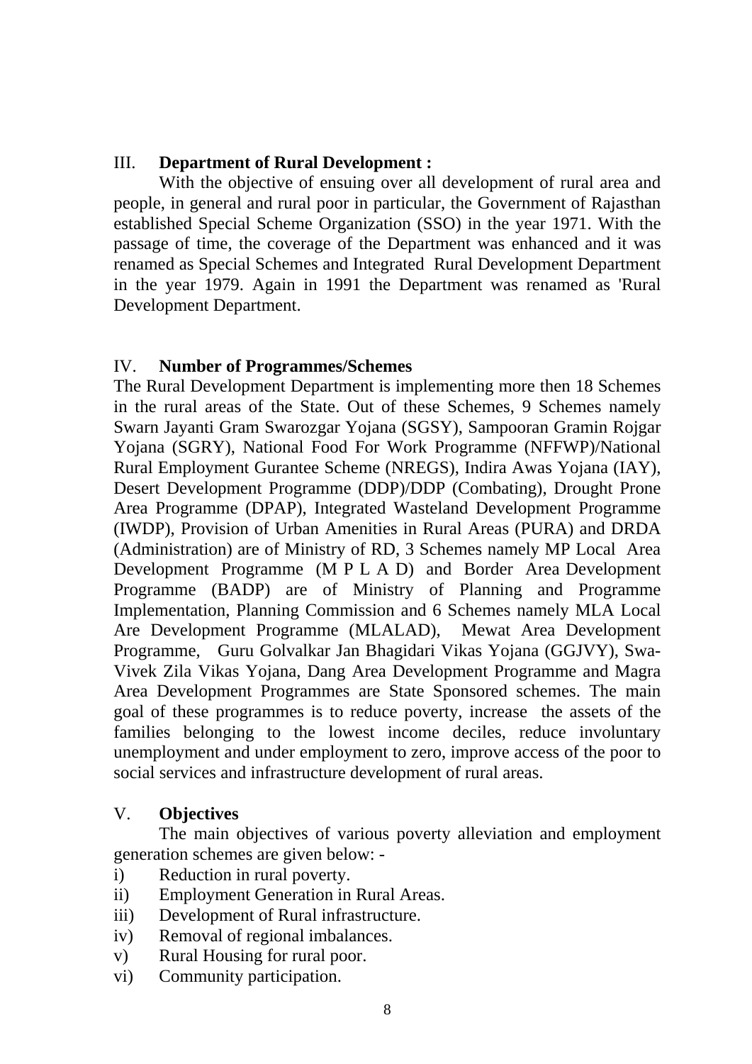### III. **Department of Rural Development :**

With the objective of ensuing over all development of rural area and people, in general and rural poor in particular, the Government of Rajasthan established Special Scheme Organization (SSO) in the year 1971. With the passage of time, the coverage of the Department was enhanced and it was renamed as Special Schemes and Integrated Rural Development Department in the year 1979. Again in 1991 the Department was renamed as 'Rural Development Department.

### IV. **Number of Programmes/Schemes**

The Rural Development Department is implementing more then 18 Schemes in the rural areas of the State. Out of these Schemes, 9 Schemes namely Swarn Jayanti Gram Swarozgar Yojana (SGSY), Sampooran Gramin Rojgar Yojana (SGRY), National Food For Work Programme (NFFWP)/National Rural Employment Gurantee Scheme (NREGS), Indira Awas Yojana (IAY), Desert Development Programme (DDP)/DDP (Combating), Drought Prone Area Programme (DPAP), Integrated Wasteland Development Programme (IWDP), Provision of Urban Amenities in Rural Areas (PURA) and DRDA (Administration) are of Ministry of RD, 3 Schemes namely MP Local Area Development Programme (M P L A D) and Border Area Development Programme (BADP) are of Ministry of Planning and Programme Implementation, Planning Commission and 6 Schemes namely MLA Local Are Development Programme (MLALAD), Mewat Area Development Programme, Guru Golvalkar Jan Bhagidari Vikas Yojana (GGJVY), Swa-Vivek Zila Vikas Yojana, Dang Area Development Programme and Magra Area Development Programmes are State Sponsored schemes. The main goal of these programmes is to reduce poverty, increase the assets of the families belonging to the lowest income deciles, reduce involuntary unemployment and under employment to zero, improve access of the poor to social services and infrastructure development of rural areas.

### V. **Objectives**

The main objectives of various poverty alleviation and employment generation schemes are given below: -

i) Reduction in rural poverty.
ii) Employment Generation in Rural Areas.
iii) Development of Rural infrastructure.
iv) Removal of regional imbalances.
v) Rural Housing for rural poor.
vi) Community participation.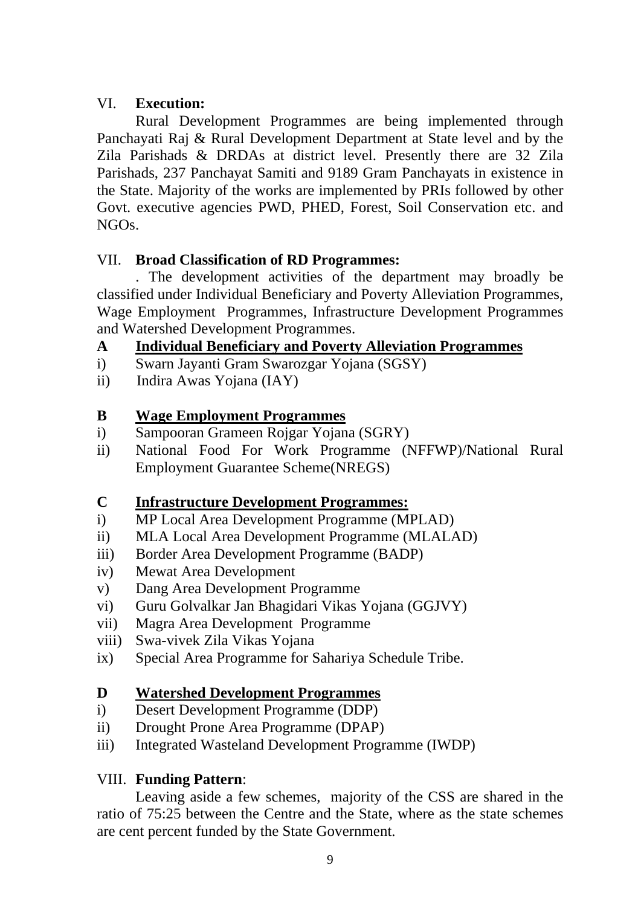## VI. **Execution:**

Rural Development Programmes are being implemented through Panchayati Raj & Rural Development Department at State level and by the Zila Parishads & DRDAs at district level. Presently there are 32 Zila Parishads, 237 Panchayat Samiti and 9189 Gram Panchayats in existence in the State. Majority of the works are implemented by PRIs followed by other Govt. executive agencies PWD, PHED, Forest, Soil Conservation etc. and NGOs.

## VII. **Broad Classification of RD Programmes:**

. The development activities of the department may broadly be classified under Individual Beneficiary and Poverty Alleviation Programmes, Wage Employment Programmes, Infrastructure Development Programmes and Watershed Development Programmes.

### A <u>Individual Beneficiary and Poverty Alleviation Programmes</u>

i) Swarn Jayanti Gram Swarozgar Yojana (SGSY)
ii) Indira Awas Yojana (IAY)

### B <u>Wage Employment Programmes</u>

i) Sampooran Grameen Rojgar Yojana (SGRY)
ii) National Food For Work Programme (NFFWP)/National Rural Employment Guarantee Scheme(NREGS)

### C <u>Infrastructure Development Programmes:</u>

i) MP Local Area Development Programme (MPLAD)
ii) MLA Local Area Development Programme (MLALAD)
iii) Border Area Development Programme (BADP)
iv) Mewat Area Development
v) Dang Area Development Programme
vi) Guru Golvalkar Jan Bhagidari Vikas Yojana (GGJVY)
vii) Magra Area Development Programme
viii) Swa-vivek Zila Vikas Yojana
ix) Special Area Programme for Sahariya Schedule Tribe.

### D <u>Watershed Development Programmes</u>

i) Desert Development Programme (DDP)
ii) Drought Prone Area Programme (DPAP)
iii) Integrated Wasteland Development Programme (IWDP)

## VIII. **Funding Pattern**:

Leaving aside a few schemes, majority of the CSS are shared in the ratio of 75:25 between the Centre and the State, where as the state schemes are cent percent funded by the State Government.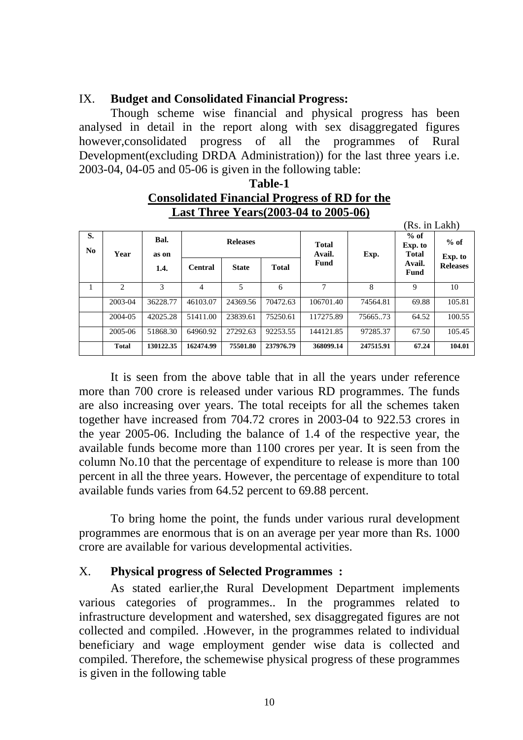## IX. **Budget and Consolidated Financial Progress:**

Though scheme wise financial and physical progress has been analysed in detail in the report along with sex disaggregated figures however,consolidated progress of all the programmes of Rural Development(excluding DRDA Administration)) for the last three years i.e. 2003-04, 04-05 and 05-06 is given in the following table:

**Table-1**

**Consolidated Financial Progress of RD for the Last Three Years(2003-04 to 2005-06)**

(Rs. in Lakh)

| S. No | Year | Bal. as on 1.4. | Releases | | | Total Avail. Fund | Exp. | % of Exp. to Total Avail. Fund | % of Exp. to Releases |
|---|---|---|---|---|---|---|---|---|---|
| | | | Central | State | Total | | | | |
| 1 | 2 | 3 | 4 | 5 | 6 | 7 | 8 | 9 | 10 |
| | 2003-04 | 36228.77 | 46103.07 | 24369.56 | 70472.63 | 106701.40 | 74564.81 | 69.88 | 105.81 |
| | 2004-05 | 42025.28 | 51411.00 | 23839.61 | 75250.61 | 117275.89 | 75665..73 | 64.52 | 100.55 |
| | 2005-06 | 51868.30 | 64960.92 | 27292.63 | 92253.55 | 144121.85 | 97285.37 | 67.50 | 105.45 |
| | **Total** | **130122.35** | **162474.99** | **75501.80** | **237976.79** | **368099.14** | **247515.91** | **67.24** | **104.01** |

It is seen from the above table that in all the years under reference more than 700 crore is released under various RD programmes. The funds are also increasing over years. The total receipts for all the schemes taken together have increased from 704.72 crores in 2003-04 to 922.53 crores in the year 2005-06. Including the balance of 1.4 of the respective year, the available funds become more than 1100 crores per year. It is seen from the column No.10 that the percentage of expenditure to release is more than 100 percent in all the three years. However, the percentage of expenditure to total available funds varies from 64.52 percent to 69.88 percent.

To bring home the point, the funds under various rural development programmes are enormous that is on an average per year more than Rs. 1000 crore are available for various developmental activities.

## X. **Physical progress of Selected Programmes :**

As stated earlier,the Rural Development Department implements various categories of programmes.. In the programmes related to infrastructure development and watershed, sex disaggregated figures are not collected and compiled. .However, in the programmes related to individual beneficiary and wage employment gender wise data is collected and compiled. Therefore, the schemewise physical progress of these programmes is given in the following table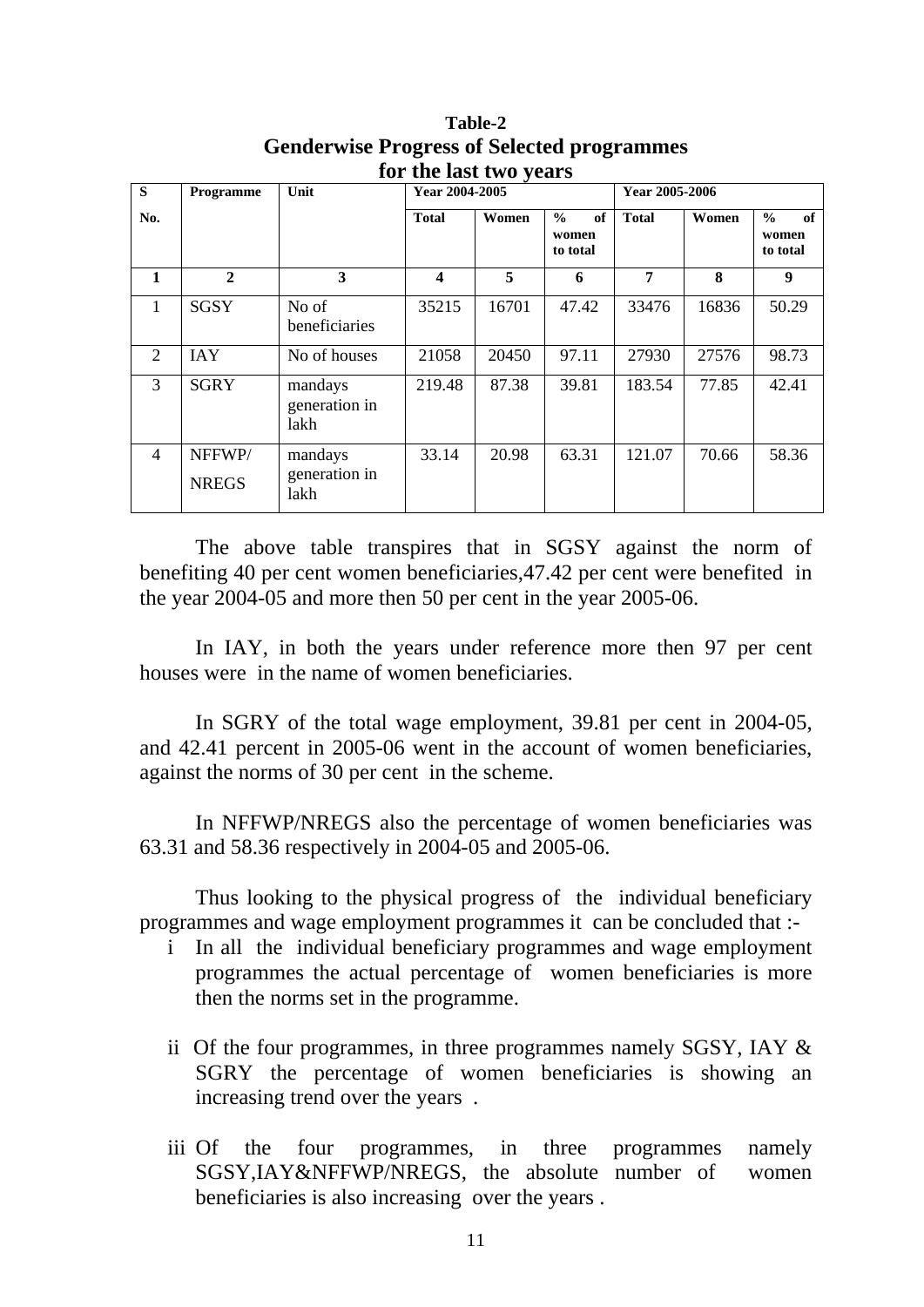**Table-2**

**Genderwise Progress of Selected programmes for the last two years**

| S No. | Programme | Unit | Year 2004-2005 | | | Year 2005-2006 | | |
|---|---|---|---|---|---|---|---|---|
| | | | Total | Women | % of women to total | Total | Women | % of women to total |
| 1 | 2 | 3 | 4 | 5 | 6 | 7 | 8 | 9 |
| 1 | SGSY | No of beneficiaries | 35215 | 16701 | 47.42 | 33476 | 16836 | 50.29 |
| 2 | IAY | No of houses | 21058 | 20450 | 97.11 | 27930 | 27576 | 98.73 |
| 3 | SGRY | mandays generation in lakh | 219.48 | 87.38 | 39.81 | 183.54 | 77.85 | 42.41 |
| 4 | NFFWP/ NREGS | mandays generation in lakh | 33.14 | 20.98 | 63.31 | 121.07 | 70.66 | 58.36 |

The above table transpires that in SGSY against the norm of benefiting 40 per cent women beneficiaries,47.42 per cent were benefited in the year 2004-05 and more then 50 per cent in the year 2005-06.

In IAY, in both the years under reference more then 97 per cent houses were in the name of women beneficiaries.

In SGRY of the total wage employment, 39.81 per cent in 2004-05, and 42.41 percent in 2005-06 went in the account of women beneficiaries, against the norms of 30 per cent in the scheme.

In NFFWP/NREGS also the percentage of women beneficiaries was 63.31 and 58.36 respectively in 2004-05 and 2005-06.

Thus looking to the physical progress of the individual beneficiary programmes and wage employment programmes it can be concluded that :-

i In all the individual beneficiary programmes and wage employment programmes the actual percentage of women beneficiaries is more then the norms set in the programme.

ii Of the four programmes, in three programmes namely SGSY, IAY & SGRY the percentage of women beneficiaries is showing an increasing trend over the years .

iii Of the four programmes, in three programmes namely SGSY,IAY&NFFWP/NREGS, the absolute number of women beneficiaries is also increasing over the years .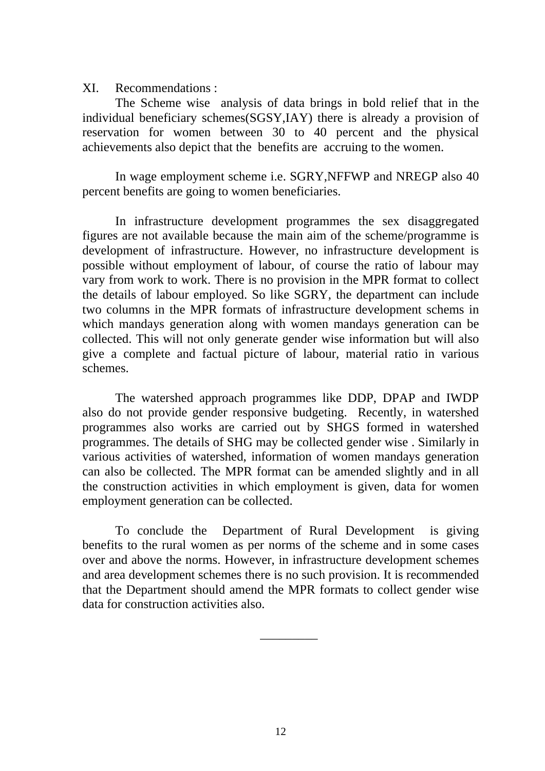## XI. Recommendations :

The Scheme wise analysis of data brings in bold relief that in the individual beneficiary schemes(SGSY,IAY) there is already a provision of reservation for women between 30 to 40 percent and the physical achievements also depict that the benefits are accruing to the women.

In wage employment scheme i.e. SGRY,NFFWP and NREGP also 40 percent benefits are going to women beneficiaries.

In infrastructure development programmes the sex disaggregated figures are not available because the main aim of the scheme/programme is development of infrastructure. However, no infrastructure development is possible without employment of labour, of course the ratio of labour may vary from work to work. There is no provision in the MPR format to collect the details of labour employed. So like SGRY, the department can include two columns in the MPR formats of infrastructure development schems in which mandays generation along with women mandays generation can be collected. This will not only generate gender wise information but will also give a complete and factual picture of labour, material ratio in various schemes.

The watershed approach programmes like DDP, DPAP and IWDP also do not provide gender responsive budgeting. Recently, in watershed programmes also works are carried out by SHGS formed in watershed programmes. The details of SHG may be collected gender wise . Similarly in various activities of watershed, information of women mandays generation can also be collected. The MPR format can be amended slightly and in all the construction activities in which employment is given, data for women employment generation can be collected.

To conclude the Department of Rural Development is giving benefits to the rural women as per norms of the scheme and in some cases over and above the norms. However, in infrastructure development schemes and area development schemes there is no such provision. It is recommended that the Department should amend the MPR formats to collect gender wise data for construction activities also.

---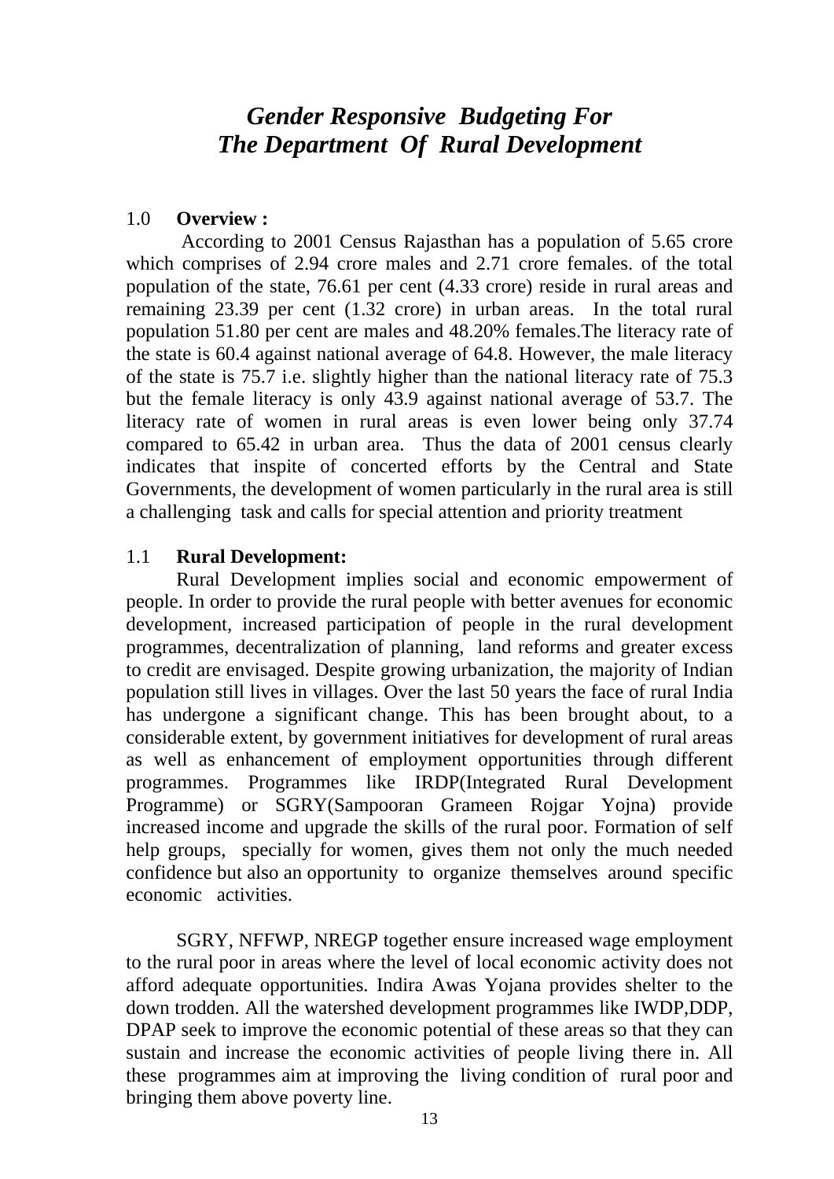# *Gender Responsive Budgeting For The Department Of Rural Development*

1.0 **Overview :**

According to 2001 Census Rajasthan has a population of 5.65 crore which comprises of 2.94 crore males and 2.71 crore females. of the total population of the state, 76.61 per cent (4.33 crore) reside in rural areas and remaining 23.39 per cent (1.32 crore) in urban areas. In the total rural population 51.80 per cent are males and 48.20% females.The literacy rate of the state is 60.4 against national average of 64.8. However, the male literacy of the state is 75.7 i.e. slightly higher than the national literacy rate of 75.3 but the female literacy is only 43.9 against national average of 53.7. The literacy rate of women in rural areas is even lower being only 37.74 compared to 65.42 in urban area. Thus the data of 2001 census clearly indicates that inspite of concerted efforts by the Central and State Governments, the development of women particularly in the rural area is still a challenging task and calls for special attention and priority treatment

1.1 **Rural Development:**

Rural Development implies social and economic empowerment of people. In order to provide the rural people with better avenues for economic development, increased participation of people in the rural development programmes, decentralization of planning, land reforms and greater excess to credit are envisaged. Despite growing urbanization, the majority of Indian population still lives in villages. Over the last 50 years the face of rural India has undergone a significant change. This has been brought about, to a considerable extent, by government initiatives for development of rural areas as well as enhancement of employment opportunities through different programmes. Programmes like IRDP(Integrated Rural Development Programme) or SGRY(Sampooran Grameen Rojgar Yojna) provide increased income and upgrade the skills of the rural poor. Formation of self help groups, specially for women, gives them not only the much needed confidence but also an opportunity to organize themselves around specific economic activities.

SGRY, NFFWP, NREGP together ensure increased wage employment to the rural poor in areas where the level of local economic activity does not afford adequate opportunities. Indira Awas Yojana provides shelter to the down trodden. All the watershed development programmes like IWDP,DDP, DPAP seek to improve the economic potential of these areas so that they can sustain and increase the economic activities of people living there in. All these programmes aim at improving the living condition of rural poor and bringing them above poverty line.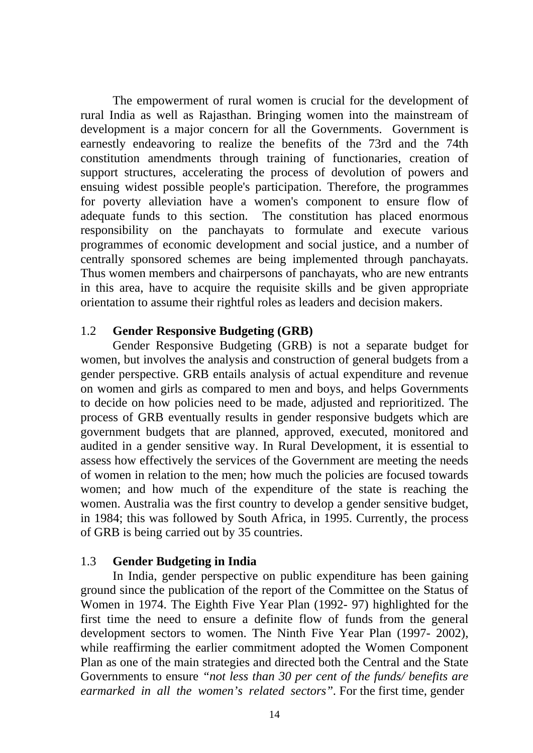The empowerment of rural women is crucial for the development of rural India as well as Rajasthan. Bringing women into the mainstream of development is a major concern for all the Governments. Government is earnestly endeavoring to realize the benefits of the 73rd and the 74th constitution amendments through training of functionaries, creation of support structures, accelerating the process of devolution of powers and ensuing widest possible people's participation. Therefore, the programmes for poverty alleviation have a women's component to ensure flow of adequate funds to this section. The constitution has placed enormous responsibility on the panchayats to formulate and execute various programmes of economic development and social justice, and a number of centrally sponsored schemes are being implemented through panchayats. Thus women members and chairpersons of panchayats, who are new entrants in this area, have to acquire the requisite skills and be given appropriate orientation to assume their rightful roles as leaders and decision makers.

## 1.2 Gender Responsive Budgeting (GRB)

Gender Responsive Budgeting (GRB) is not a separate budget for women, but involves the analysis and construction of general budgets from a gender perspective. GRB entails analysis of actual expenditure and revenue on women and girls as compared to men and boys, and helps Governments to decide on how policies need to be made, adjusted and reprioritized. The process of GRB eventually results in gender responsive budgets which are government budgets that are planned, approved, executed, monitored and audited in a gender sensitive way. In Rural Development, it is essential to assess how effectively the services of the Government are meeting the needs of women in relation to the men; how much the policies are focused towards women; and how much of the expenditure of the state is reaching the women. Australia was the first country to develop a gender sensitive budget, in 1984; this was followed by South Africa, in 1995. Currently, the process of GRB is being carried out by 35 countries.

## 1.3 Gender Budgeting in India

In India, gender perspective on public expenditure has been gaining ground since the publication of the report of the Committee on the Status of Women in 1974. The Eighth Five Year Plan (1992- 97) highlighted for the first time the need to ensure a definite flow of funds from the general development sectors to women. The Ninth Five Year Plan (1997- 2002), while reaffirming the earlier commitment adopted the Women Component Plan as one of the main strategies and directed both the Central and the State Governments to ensure *"not less than 30 per cent of the funds/ benefits are earmarked in all the women's related sectors"*. For the first time, gender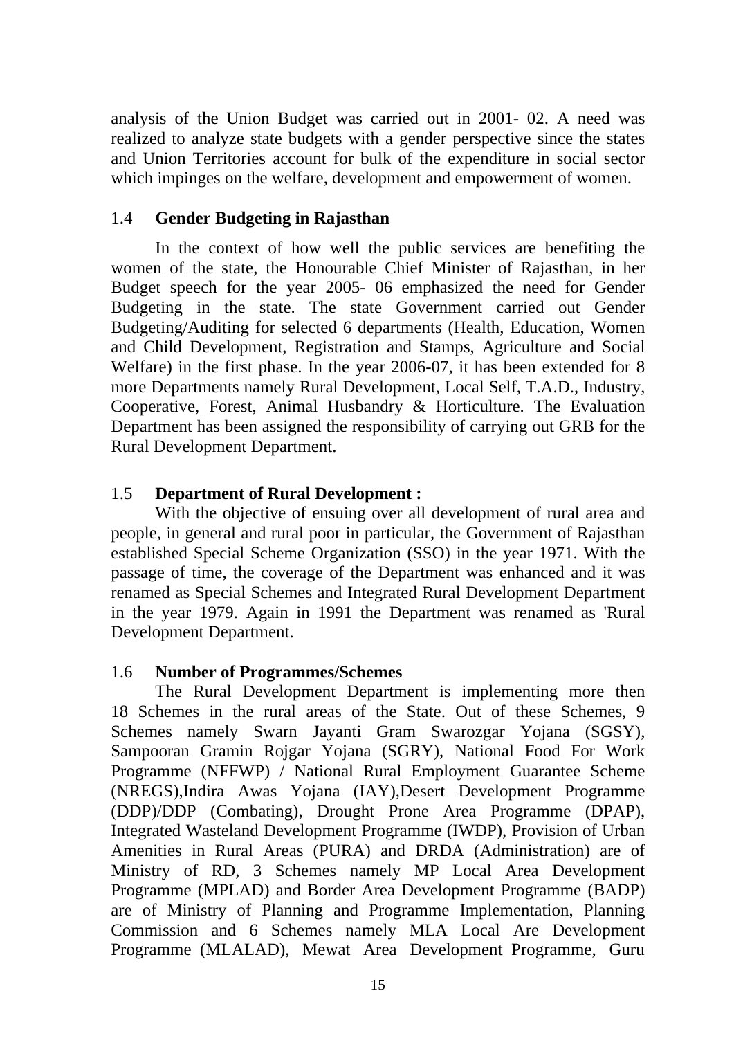analysis of the Union Budget was carried out in 2001- 02. A need was realized to analyze state budgets with a gender perspective since the states and Union Territories account for bulk of the expenditure in social sector which impinges on the welfare, development and empowerment of women.

### 1.4 Gender Budgeting in Rajasthan

In the context of how well the public services are benefiting the women of the state, the Honourable Chief Minister of Rajasthan, in her Budget speech for the year 2005- 06 emphasized the need for Gender Budgeting in the state. The state Government carried out Gender Budgeting/Auditing for selected 6 departments (Health, Education, Women and Child Development, Registration and Stamps, Agriculture and Social Welfare) in the first phase. In the year 2006-07, it has been extended for 8 more Departments namely Rural Development, Local Self, T.A.D., Industry, Cooperative, Forest, Animal Husbandry & Horticulture. The Evaluation Department has been assigned the responsibility of carrying out GRB for the Rural Development Department.

### 1.5 Department of Rural Development :

With the objective of ensuing over all development of rural area and people, in general and rural poor in particular, the Government of Rajasthan established Special Scheme Organization (SSO) in the year 1971. With the passage of time, the coverage of the Department was enhanced and it was renamed as Special Schemes and Integrated Rural Development Department in the year 1979. Again in 1991 the Department was renamed as 'Rural Development Department.

### 1.6 Number of Programmes/Schemes

The Rural Development Department is implementing more then 18 Schemes in the rural areas of the State. Out of these Schemes, 9 Schemes namely Swarn Jayanti Gram Swarozgar Yojana (SGSY), Sampooran Gramin Rojgar Yojana (SGRY), National Food For Work Programme (NFFWP) / National Rural Employment Guarantee Scheme (NREGS),Indira Awas Yojana (IAY),Desert Development Programme (DDP)/DDP (Combating), Drought Prone Area Programme (DPAP), Integrated Wasteland Development Programme (IWDP), Provision of Urban Amenities in Rural Areas (PURA) and DRDA (Administration) are of Ministry of RD, 3 Schemes namely MP Local Area Development Programme (MPLAD) and Border Area Development Programme (BADP) are of Ministry of Planning and Programme Implementation, Planning Commission and 6 Schemes namely MLA Local Are Development Programme (MLALAD), Mewat Area Development Programme, Guru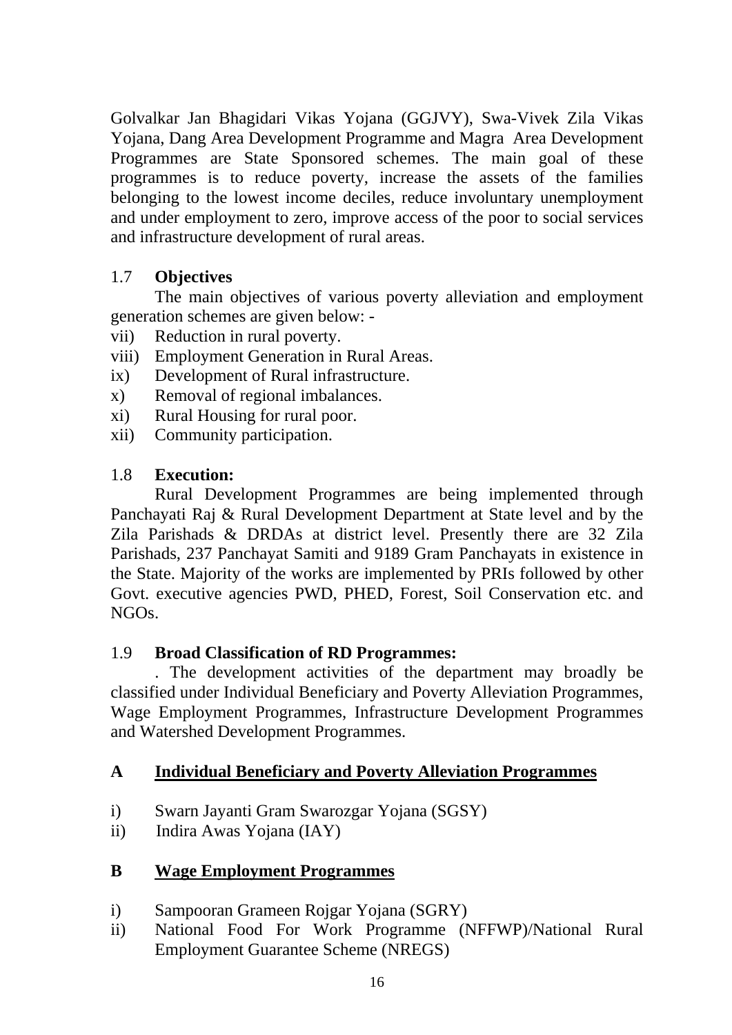Golvalkar Jan Bhagidari Vikas Yojana (GGJVY), Swa-Vivek Zila Vikas Yojana, Dang Area Development Programme and Magra Area Development Programmes are State Sponsored schemes. The main goal of these programmes is to reduce poverty, increase the assets of the families belonging to the lowest income deciles, reduce involuntary unemployment and under employment to zero, improve access of the poor to social services and infrastructure development of rural areas.

## 1.7 **Objectives**

The main objectives of various poverty alleviation and employment generation schemes are given below: -

vii) Reduction in rural poverty.
viii) Employment Generation in Rural Areas.
ix) Development of Rural infrastructure.
x) Removal of regional imbalances.
xi) Rural Housing for rural poor.
xii) Community participation.

## 1.8 **Execution:**

Rural Development Programmes are being implemented through Panchayati Raj & Rural Development Department at State level and by the Zila Parishads & DRDAs at district level. Presently there are 32 Zila Parishads, 237 Panchayat Samiti and 9189 Gram Panchayats in existence in the State. Majority of the works are implemented by PRIs followed by other Govt. executive agencies PWD, PHED, Forest, Soil Conservation etc. and NGOs.

## 1.9 **Broad Classification of RD Programmes:**

. The development activities of the department may broadly be classified under Individual Beneficiary and Poverty Alleviation Programmes, Wage Employment Programmes, Infrastructure Development Programmes and Watershed Development Programmes.

### A **Individual Beneficiary and Poverty Alleviation Programmes**

i) Swarn Jayanti Gram Swarozgar Yojana (SGSY)
ii) Indira Awas Yojana (IAY)

### B **Wage Employment Programmes**

i) Sampooran Grameen Rojgar Yojana (SGRY)
ii) National Food For Work Programme (NFFWP)/National Rural Employment Guarantee Scheme (NREGS)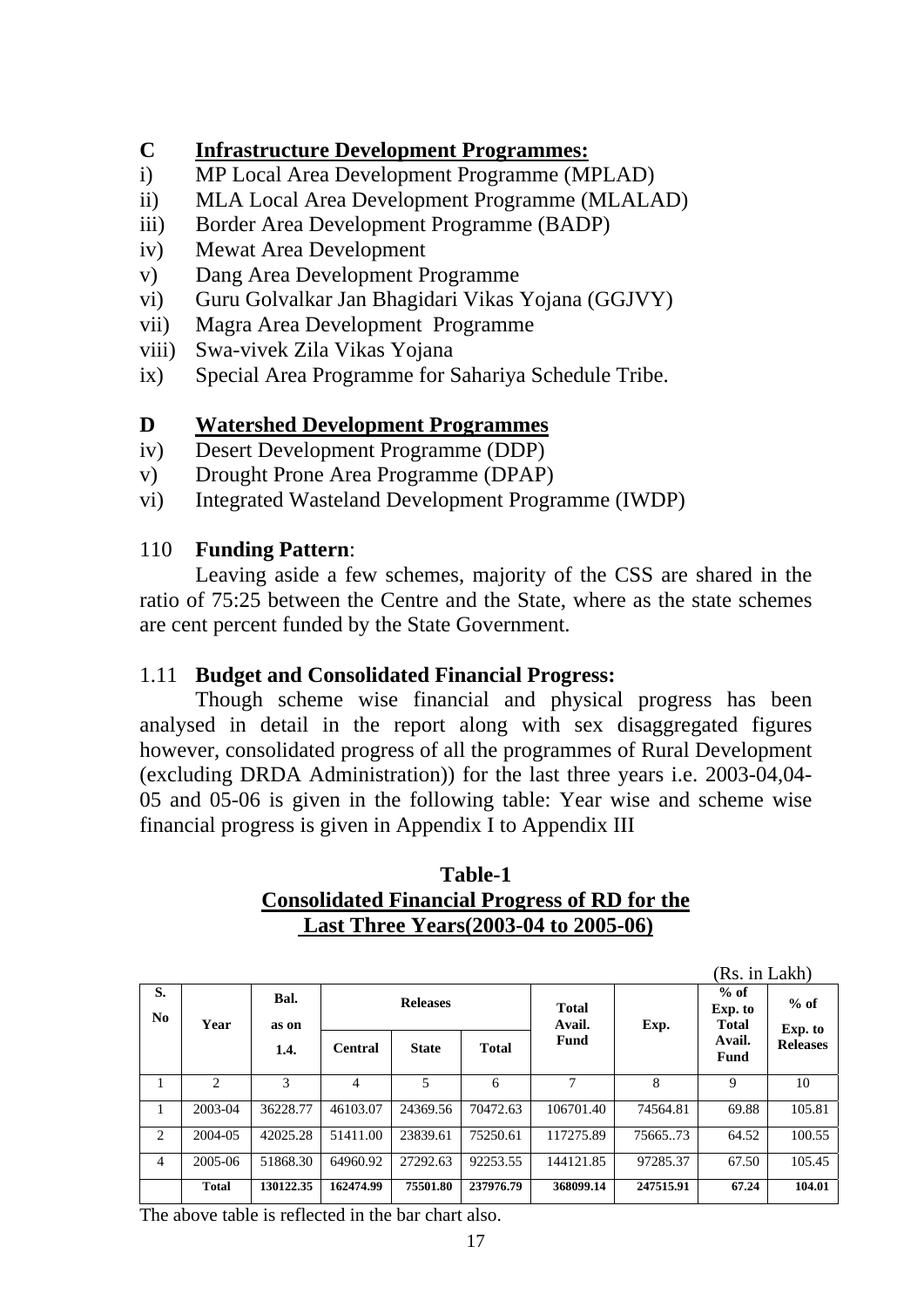## C Infrastructure Development Programmes:

i) MP Local Area Development Programme (MPLAD)
ii) MLA Local Area Development Programme (MLALAD)
iii) Border Area Development Programme (BADP)
iv) Mewat Area Development
v) Dang Area Development Programme
vi) Guru Golvalkar Jan Bhagidari Vikas Yojana (GGJVY)
vii) Magra Area Development Programme
viii) Swa-vivek Zila Vikas Yojana
ix) Special Area Programme for Sahariya Schedule Tribe.

## D Watershed Development Programmes

iv) Desert Development Programme (DDP)
v) Drought Prone Area Programme (DPAP)
vi) Integrated Wasteland Development Programme (IWDP)

### 110 Funding Pattern:

Leaving aside a few schemes, majority of the CSS are shared in the ratio of 75:25 between the Centre and the State, where as the state schemes are cent percent funded by the State Government.

### 1.11 Budget and Consolidated Financial Progress:

Though scheme wise financial and physical progress has been analysed in detail in the report along with sex disaggregated figures however, consolidated progress of all the programmes of Rural Development (excluding DRDA Administration)) for the last three years i.e. 2003-04,04-05 and 05-06 is given in the following table: Year wise and scheme wise financial progress is given in Appendix I to Appendix III

**Table-1**
**Consolidated Financial Progress of RD for the Last Three Years(2003-04 to 2005-06)**

(Rs. in Lakh)

| S. No | Year | Bal. as on 1.4. | Releases | | | Total Avail. Fund | Exp. | % of Exp. to Total Avail. Fund | % of Exp. to Releases |
|---|---|---|---|---|---|---|---|---|---|
| | | | Central | State | Total | | | | |
| 1 | 2 | 3 | 4 | 5 | 6 | 7 | 8 | 9 | 10 |
| 1 | 2003-04 | 36228.77 | 46103.07 | 24369.56 | 70472.63 | 106701.40 | 74564.81 | 69.88 | 105.81 |
| 2 | 2004-05 | 42025.28 | 51411.00 | 23839.61 | 75250.61 | 117275.89 | 75665..73 | 64.52 | 100.55 |
| 4 | 2005-06 | 51868.30 | 64960.92 | 27292.63 | 92253.55 | 144121.85 | 97285.37 | 67.50 | 105.45 |
| | **Total** | **130122.35** | **162474.99** | **75501.80** | **237976.79** | **368099.14** | **247515.91** | **67.24** | **104.01** |

The above table is reflected in the bar chart also.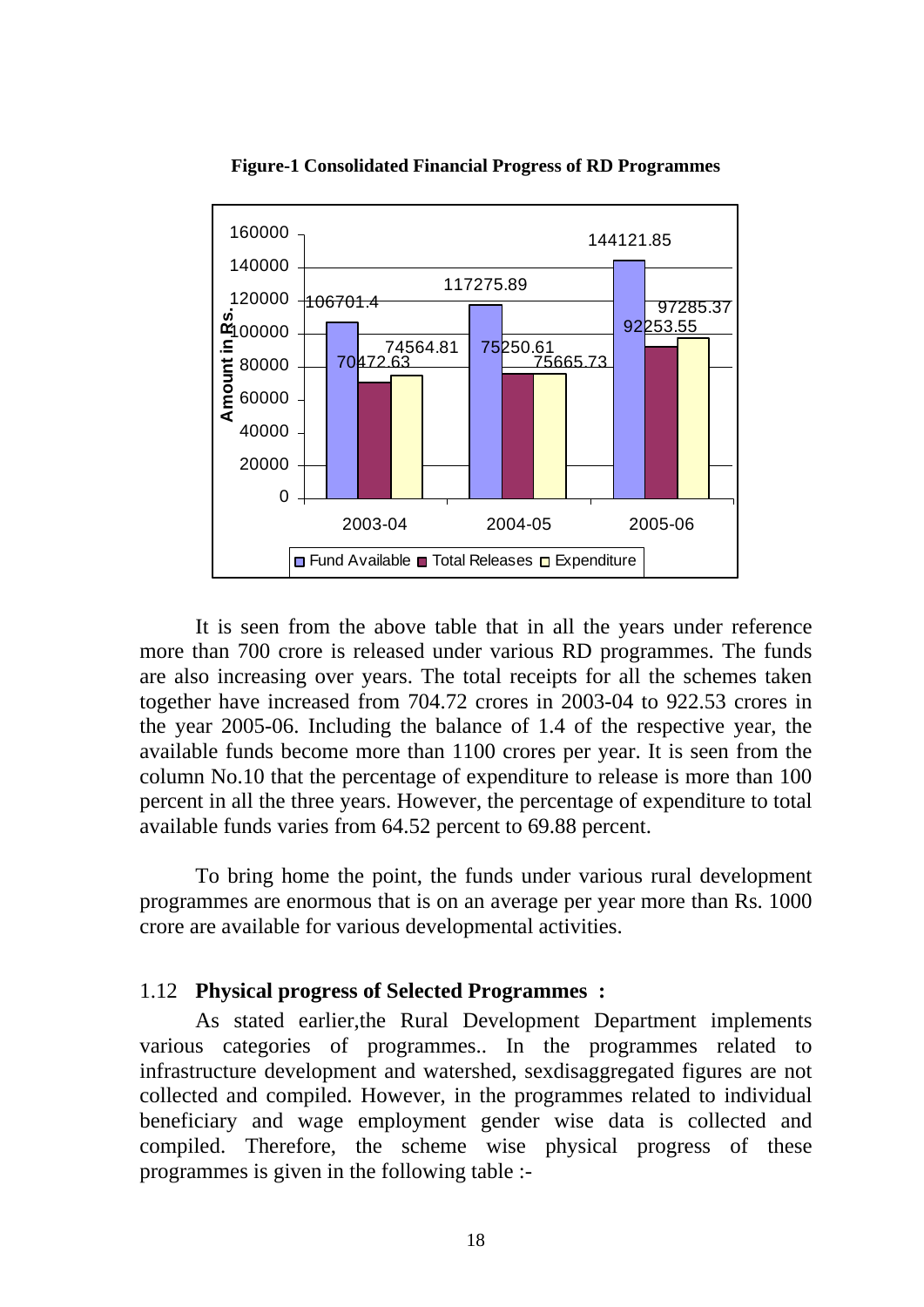**Figure-1 Consolidated Financial Progress of RD Programmes**

It is seen from the above table that in all the years under reference more than 700 crore is released under various RD programmes. The funds are also increasing over years. The total receipts for all the schemes taken together have increased from 704.72 crores in 2003-04 to 922.53 crores in the year 2005-06. Including the balance of 1.4 of the respective year, the available funds become more than 1100 crores per year. It is seen from the column No.10 that the percentage of expenditure to release is more than 100 percent in all the three years. However, the percentage of expenditure to total available funds varies from 64.52 percent to 69.88 percent.

To bring home the point, the funds under various rural development programmes are enormous that is on an average per year more than Rs. 1000 crore are available for various developmental activities.

## 1.12 Physical progress of Selected Programmes :

As stated earlier,the Rural Development Department implements various categories of programmes.. In the programmes related to infrastructure development and watershed, sexdisaggregated figures are not collected and compiled. However, in the programmes related to individual beneficiary and wage employment gender wise data is collected and compiled. Therefore, the scheme wise physical progress of these programmes is given in the following table :-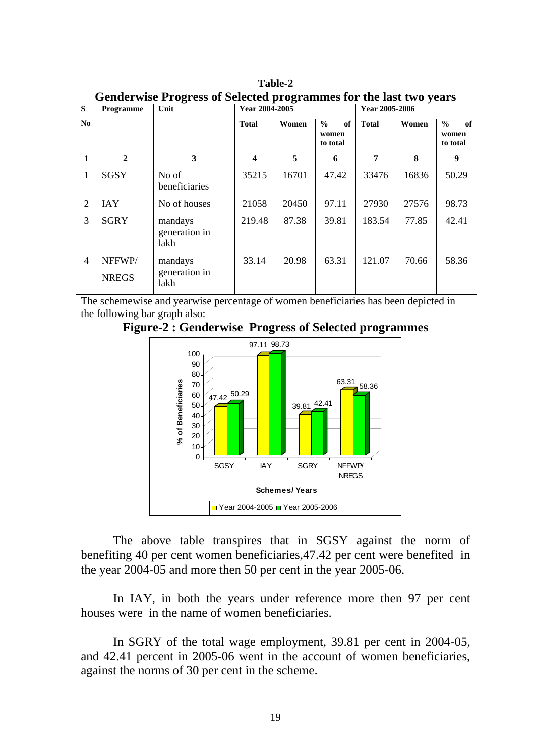**Table-2**

**Genderwise Progress of Selected programmes for the last two years**

| S No | Programme | Unit | Year 2004-2005 | | | Year 2005-2006 | | |
|---|---|---|---|---|---|---|---|---|
| | | | Total | Women | % of women to total | Total | Women | % of women to total |
| 1 | 2 | 3 | 4 | 5 | 6 | 7 | 8 | 9 |
| 1 | SGSY | No of beneficiaries | 35215 | 16701 | 47.42 | 33476 | 16836 | 50.29 |
| 2 | IAY | No of houses | 21058 | 20450 | 97.11 | 27930 | 27576 | 98.73 |
| 3 | SGRY | mandays generation in lakh | 219.48 | 87.38 | 39.81 | 183.54 | 77.85 | 42.41 |
| 4 | NFFWP/ NREGS | mandays generation in lakh | 33.14 | 20.98 | 63.31 | 121.07 | 70.66 | 58.36 |

The schemewise and yearwise percentage of women beneficiaries has been depicted in the following bar graph also:

**Figure-2 : Genderwise Progress of Selected programmes**

| Schemes/ Years | Year 2004-2005 | Year 2005-2006 |
|---|---|---|
| SGSY | 47.42 | 50.29 |
| IAY | 97.11 | 98.73 |
| SGRY | 39.81 | 42.41 |
| NFFWP/ NREGS | 63.31 | 58.36 |

The above table transpires that in SGSY against the norm of benefiting 40 per cent women beneficiaries,47.42 per cent were benefited in the year 2004-05 and more then 50 per cent in the year 2005-06.

In IAY, in both the years under reference more then 97 per cent houses were in the name of women beneficiaries.

In SGRY of the total wage employment, 39.81 per cent in 2004-05, and 42.41 percent in 2005-06 went in the account of women beneficiaries, against the norms of 30 per cent in the scheme.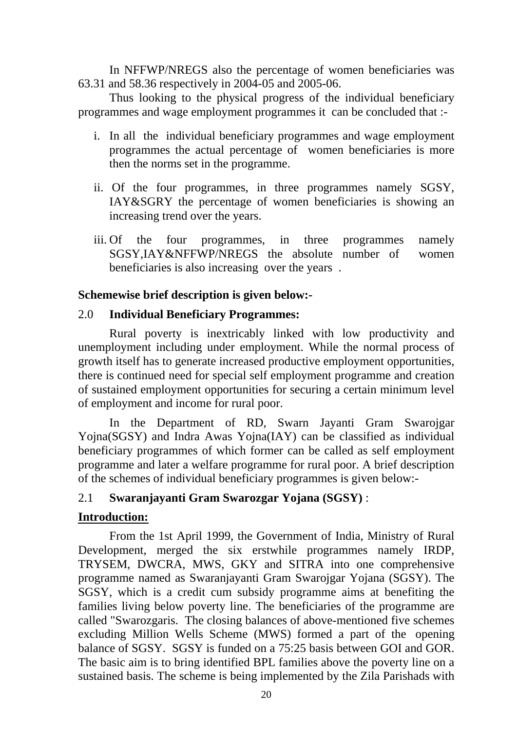In NFFWP/NREGS also the percentage of women beneficiaries was 63.31 and 58.36 respectively in 2004-05 and 2005-06.

Thus looking to the physical progress of the individual beneficiary programmes and wage employment programmes it can be concluded that :-

i. In all the individual beneficiary programmes and wage employment programmes the actual percentage of women beneficiaries is more then the norms set in the programme.

ii. Of the four programmes, in three programmes namely SGSY, IAY&SGRY the percentage of women beneficiaries is showing an increasing trend over the years.

iii. Of the four programmes, in three programmes namely SGSY,IAY&NFFWP/NREGS the absolute number of women beneficiaries is also increasing over the years .

**Schemewise brief description is given below:-**

## 2.0 **Individual Beneficiary Programmes:**

Rural poverty is inextricably linked with low productivity and unemployment including under employment. While the normal process of growth itself has to generate increased productive employment opportunities, there is continued need for special self employment programme and creation of sustained employment opportunities for securing a certain minimum level of employment and income for rural poor.

In the Department of RD, Swarn Jayanti Gram Swarojgar Yojna(SGSY) and Indra Awas Yojna(IAY) can be classified as individual beneficiary programmes of which former can be called as self employment programme and later a welfare programme for rural poor. A brief description of the schemes of individual beneficiary programmes is given below:-

### 2.1 **Swaranjayanti Gram Swarozgar Yojana (SGSY)** :

**Introduction:**

From the 1st April 1999, the Government of India, Ministry of Rural Development, merged the six erstwhile programmes namely IRDP, TRYSEM, DWCRA, MWS, GKY and SITRA into one comprehensive programme named as Swaranjayanti Gram Swarojgar Yojana (SGSY). The SGSY, which is a credit cum subsidy programme aims at benefiting the families living below poverty line. The beneficiaries of the programme are called "Swarozgaris. The closing balances of above-mentioned five schemes excluding Million Wells Scheme (MWS) formed a part of the opening balance of SGSY. SGSY is funded on a 75:25 basis between GOI and GOR. The basic aim is to bring identified BPL families above the poverty line on a sustained basis. The scheme is being implemented by the Zila Parishads with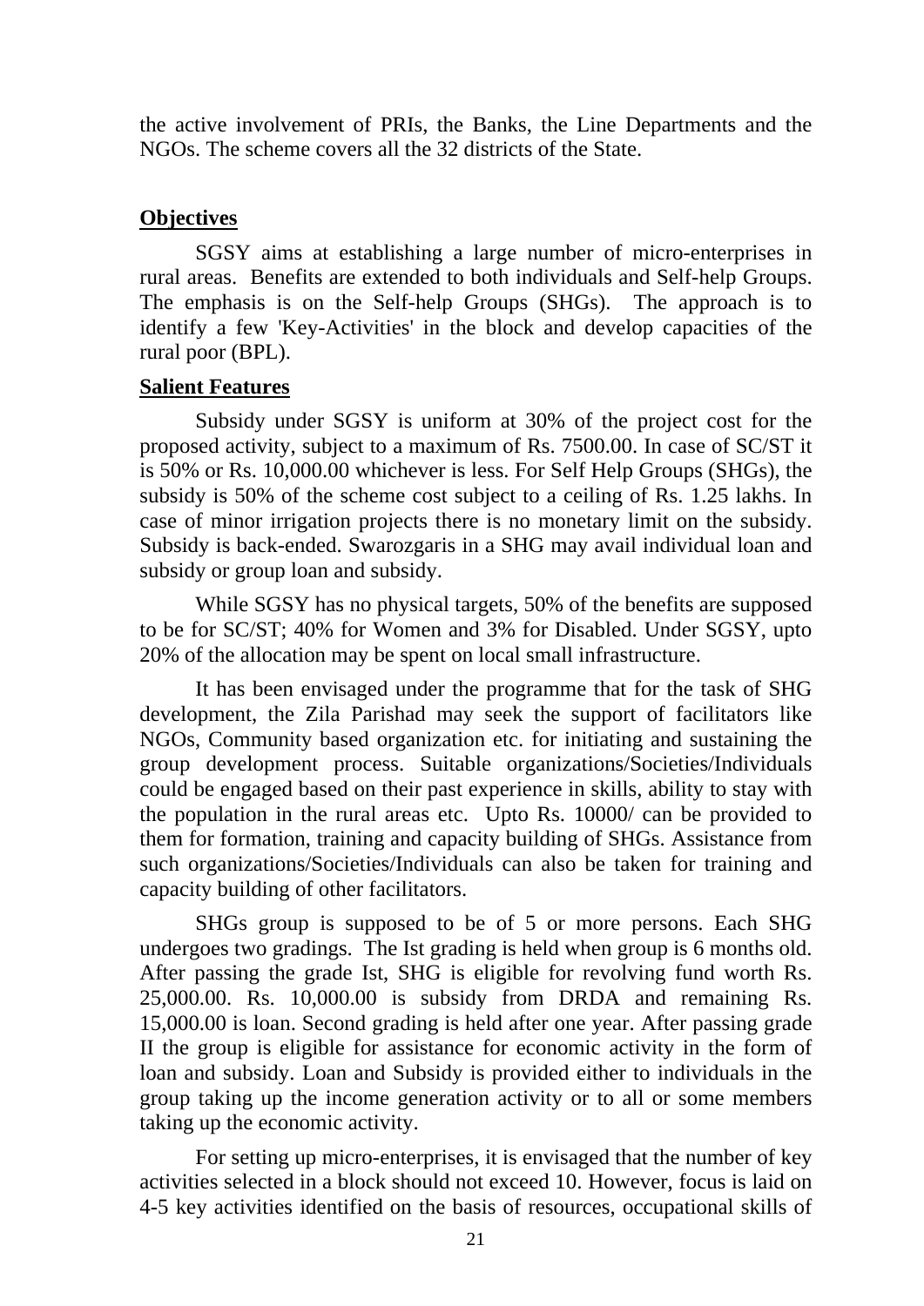the active involvement of PRIs, the Banks, the Line Departments and the NGOs. The scheme covers all the 32 districts of the State.

**Objectives**

SGSY aims at establishing a large number of micro-enterprises in rural areas. Benefits are extended to both individuals and Self-help Groups. The emphasis is on the Self-help Groups (SHGs). The approach is to identify a few 'Key-Activities' in the block and develop capacities of the rural poor (BPL).

**Salient Features**

Subsidy under SGSY is uniform at 30% of the project cost for the proposed activity, subject to a maximum of Rs. 7500.00. In case of SC/ST it is 50% or Rs. 10,000.00 whichever is less. For Self Help Groups (SHGs), the subsidy is 50% of the scheme cost subject to a ceiling of Rs. 1.25 lakhs. In case of minor irrigation projects there is no monetary limit on the subsidy. Subsidy is back-ended. Swarozgaris in a SHG may avail individual loan and subsidy or group loan and subsidy.

While SGSY has no physical targets, 50% of the benefits are supposed to be for SC/ST; 40% for Women and 3% for Disabled. Under SGSY, upto 20% of the allocation may be spent on local small infrastructure.

It has been envisaged under the programme that for the task of SHG development, the Zila Parishad may seek the support of facilitators like NGOs, Community based organization etc. for initiating and sustaining the group development process. Suitable organizations/Societies/Individuals could be engaged based on their past experience in skills, ability to stay with the population in the rural areas etc. Upto Rs. 10000/ can be provided to them for formation, training and capacity building of SHGs. Assistance from such organizations/Societies/Individuals can also be taken for training and capacity building of other facilitators.

SHGs group is supposed to be of 5 or more persons. Each SHG undergoes two gradings. The Ist grading is held when group is 6 months old. After passing the grade Ist, SHG is eligible for revolving fund worth Rs. 25,000.00. Rs. 10,000.00 is subsidy from DRDA and remaining Rs. 15,000.00 is loan. Second grading is held after one year. After passing grade II the group is eligible for assistance for economic activity in the form of loan and subsidy. Loan and Subsidy is provided either to individuals in the group taking up the income generation activity or to all or some members taking up the economic activity.

For setting up micro-enterprises, it is envisaged that the number of key activities selected in a block should not exceed 10. However, focus is laid on 4-5 key activities identified on the basis of resources, occupational skills of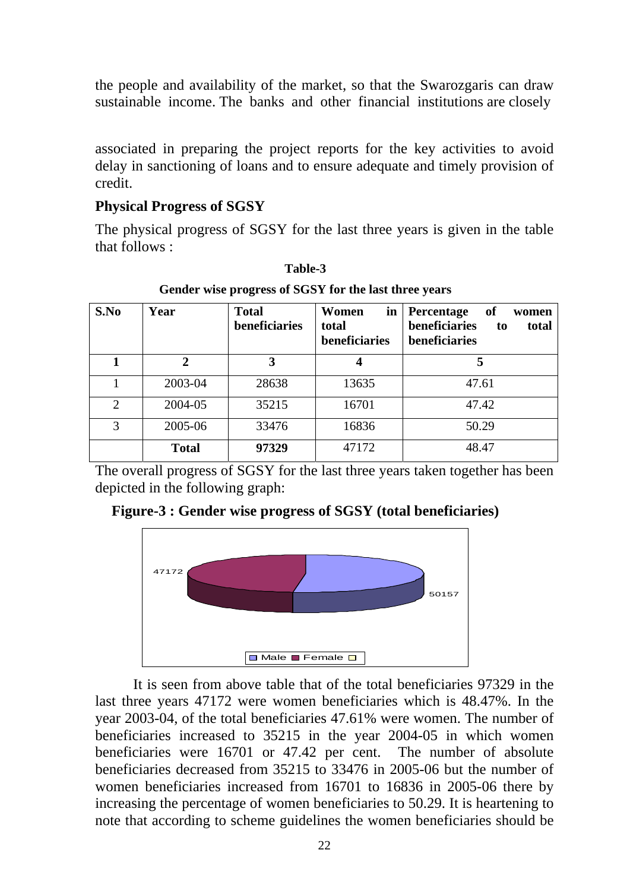the people and availability of the market, so that the Swarozgaris can draw sustainable income. The banks and other financial institutions are closely

associated in preparing the project reports for the key activities to avoid delay in sanctioning of loans and to ensure adequate and timely provision of credit.

## Physical Progress of SGSY

The physical progress of SGSY for the last three years is given in the table that follows :

**Table-3**

**Gender wise progress of SGSY for the last three years**

| S.No | Year | Total beneficiaries | Women in total beneficiaries | Percentage of women beneficiaries to total beneficiaries |
|---|---|---|---|---|
| **1** | **2** | **3** | **4** | **5** |
| 1 | 2003-04 | 28638 | 13635 | 47.61 |
| 2 | 2004-05 | 35215 | 16701 | 47.42 |
| 3 | 2005-06 | 33476 | 16836 | 50.29 |
| | **Total** | **97329** | 47172 | 48.47 |

The overall progress of SGSY for the last three years taken together has been depicted in the following graph:

**Figure-3 : Gender wise progress of SGSY (total beneficiaries)**

It is seen from above table that of the total beneficiaries 97329 in the last three years 47172 were women beneficiaries which is 48.47%. In the year 2003-04, of the total beneficiaries 47.61% were women. The number of beneficiaries increased to 35215 in the year 2004-05 in which women beneficiaries were 16701 or 47.42 per cent. The number of absolute beneficiaries decreased from 35215 to 33476 in 2005-06 but the number of women beneficiaries increased from 16701 to 16836 in 2005-06 there by increasing the percentage of women beneficiaries to 50.29. It is heartening to note that according to scheme guidelines the women beneficiaries should be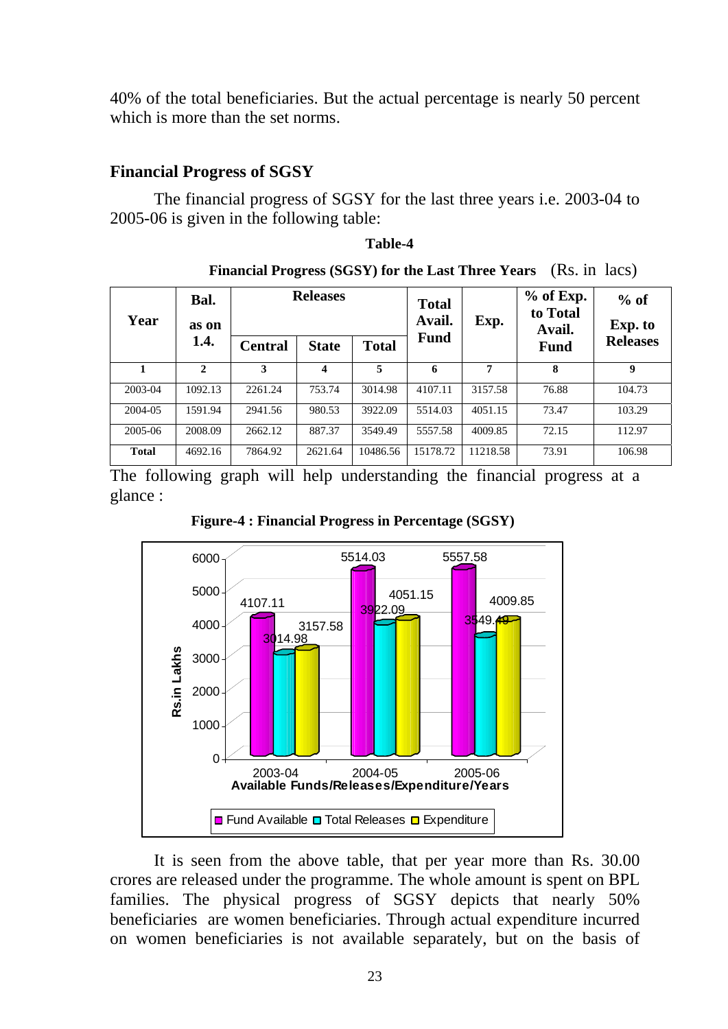40% of the total beneficiaries. But the actual percentage is nearly 50 percent which is more than the set norms.

## Financial Progress of SGSY

The financial progress of SGSY for the last three years i.e. 2003-04 to 2005-06 is given in the following table:

**Table-4**

**Financial Progress (SGSY) for the Last Three Years** (Rs. in lacs)

| Year | Bal. as on 1.4. | Releases | | | Total Avail. Fund | Exp. | % of Exp. to Total Avail. Fund | % of Exp. to Releases |
|---|---|---|---|---|---|---|---|---|
| | | Central | State | Total | | | | |
| 1 | 2 | 3 | 4 | 5 | 6 | 7 | 8 | 9 |
| 2003-04 | 1092.13 | 2261.24 | 753.74 | 3014.98 | 4107.11 | 3157.58 | 76.88 | 104.73 |
| 2004-05 | 1591.94 | 2941.56 | 980.53 | 3922.09 | 5514.03 | 4051.15 | 73.47 | 103.29 |
| 2005-06 | 2008.09 | 2662.12 | 887.37 | 3549.49 | 5557.58 | 4009.85 | 72.15 | 112.97 |
| **Total** | 4692.16 | 7864.92 | 2621.64 | 10486.56 | 15178.72 | 11218.58 | 73.91 | 106.98 |

The following graph will help understanding the financial progress at a glance :

**Figure-4 : Financial Progress in Percentage (SGSY)**

It is seen from the above table, that per year more than Rs. 30.00 crores are released under the programme. The whole amount is spent on BPL families. The physical progress of SGSY depicts that nearly 50% beneficiaries are women beneficiaries. Through actual expenditure incurred on women beneficiaries is not available separately, but on the basis of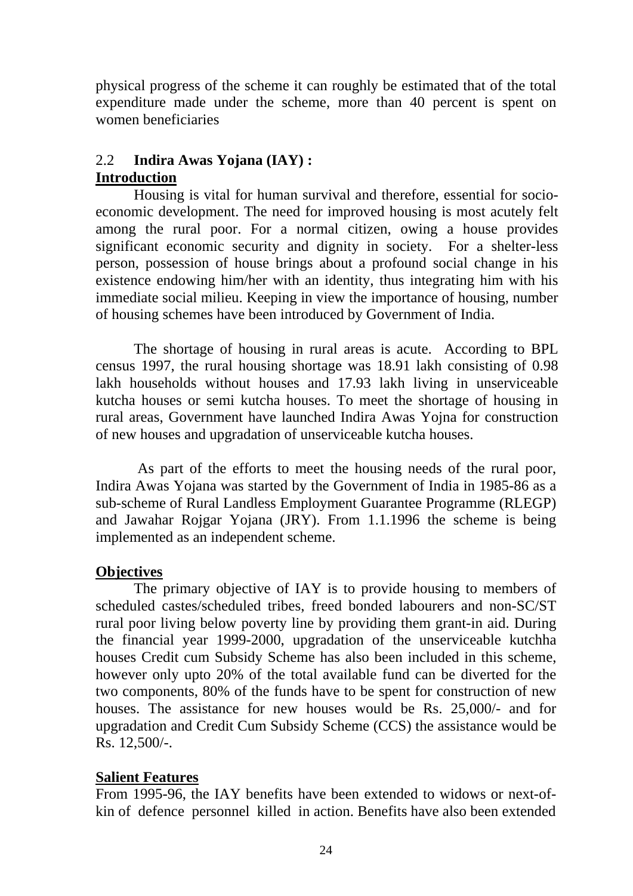physical progress of the scheme it can roughly be estimated that of the total expenditure made under the scheme, more than 40 percent is spent on women beneficiaries

## 2.2 **Indira Awas Yojana (IAY) :**

**Introduction**

Housing is vital for human survival and therefore, essential for socio-economic development. The need for improved housing is most acutely felt among the rural poor. For a normal citizen, owing a house provides significant economic security and dignity in society. For a shelter-less person, possession of house brings about a profound social change in his existence endowing him/her with an identity, thus integrating him with his immediate social milieu. Keeping in view the importance of housing, number of housing schemes have been introduced by Government of India.

The shortage of housing in rural areas is acute. According to BPL census 1997, the rural housing shortage was 18.91 lakh consisting of 0.98 lakh households without houses and 17.93 lakh living in unserviceable kutcha houses or semi kutcha houses. To meet the shortage of housing in rural areas, Government have launched Indira Awas Yojna for construction of new houses and upgradation of unserviceable kutcha houses.

As part of the efforts to meet the housing needs of the rural poor, Indira Awas Yojana was started by the Government of India in 1985-86 as a sub-scheme of Rural Landless Employment Guarantee Programme (RLEGP) and Jawahar Rojgar Yojana (JRY). From 1.1.1996 the scheme is being implemented as an independent scheme.

**Objectives**

The primary objective of IAY is to provide housing to members of scheduled castes/scheduled tribes, freed bonded labourers and non-SC/ST rural poor living below poverty line by providing them grant-in aid. During the financial year 1999-2000, upgradation of the unserviceable kutchha houses Credit cum Subsidy Scheme has also been included in this scheme, however only upto 20% of the total available fund can be diverted for the two components, 80% of the funds have to be spent for construction of new houses. The assistance for new houses would be Rs. 25,000/- and for upgradation and Credit Cum Subsidy Scheme (CCS) the assistance would be Rs. 12,500/-.

**Salient Features**

From 1995-96, the IAY benefits have been extended to widows or next-of-kin of defence personnel killed in action. Benefits have also been extended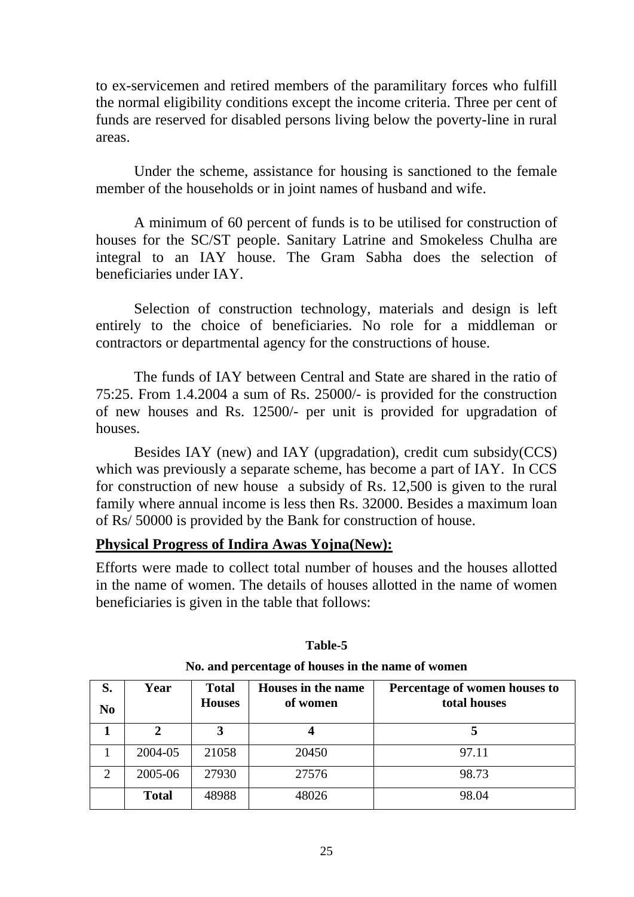to ex-servicemen and retired members of the paramilitary forces who fulfill the normal eligibility conditions except the income criteria. Three per cent of funds are reserved for disabled persons living below the poverty-line in rural areas.

Under the scheme, assistance for housing is sanctioned to the female member of the households or in joint names of husband and wife.

A minimum of 60 percent of funds is to be utilised for construction of houses for the SC/ST people. Sanitary Latrine and Smokeless Chulha are integral to an IAY house. The Gram Sabha does the selection of beneficiaries under IAY.

Selection of construction technology, materials and design is left entirely to the choice of beneficiaries. No role for a middleman or contractors or departmental agency for the constructions of house.

The funds of IAY between Central and State are shared in the ratio of 75:25. From 1.4.2004 a sum of Rs. 25000/- is provided for the construction of new houses and Rs. 12500/- per unit is provided for upgradation of houses.

Besides IAY (new) and IAY (upgradation), credit cum subsidy(CCS) which was previously a separate scheme, has become a part of IAY. In CCS for construction of new house a subsidy of Rs. 12,500 is given to the rural family where annual income is less then Rs. 32000. Besides a maximum loan of Rs/ 50000 is provided by the Bank for construction of house.

**Physical Progress of Indira Awas Yojna(New):**

Efforts were made to collect total number of houses and the houses allotted in the name of women. The details of houses allotted in the name of women beneficiaries is given in the table that follows:

**Table-5**

**No. and percentage of houses in the name of women**

| S. No | Year | Total Houses | Houses in the name of women | Percentage of women houses to total houses |
|---|---|---|---|---|
| **1** | **2** | **3** | **4** | **5** |
| 1 | 2004-05 | 21058 | 20450 | 97.11 |
| 2 | 2005-06 | 27930 | 27576 | 98.73 |
| | **Total** | 48988 | 48026 | 98.04 |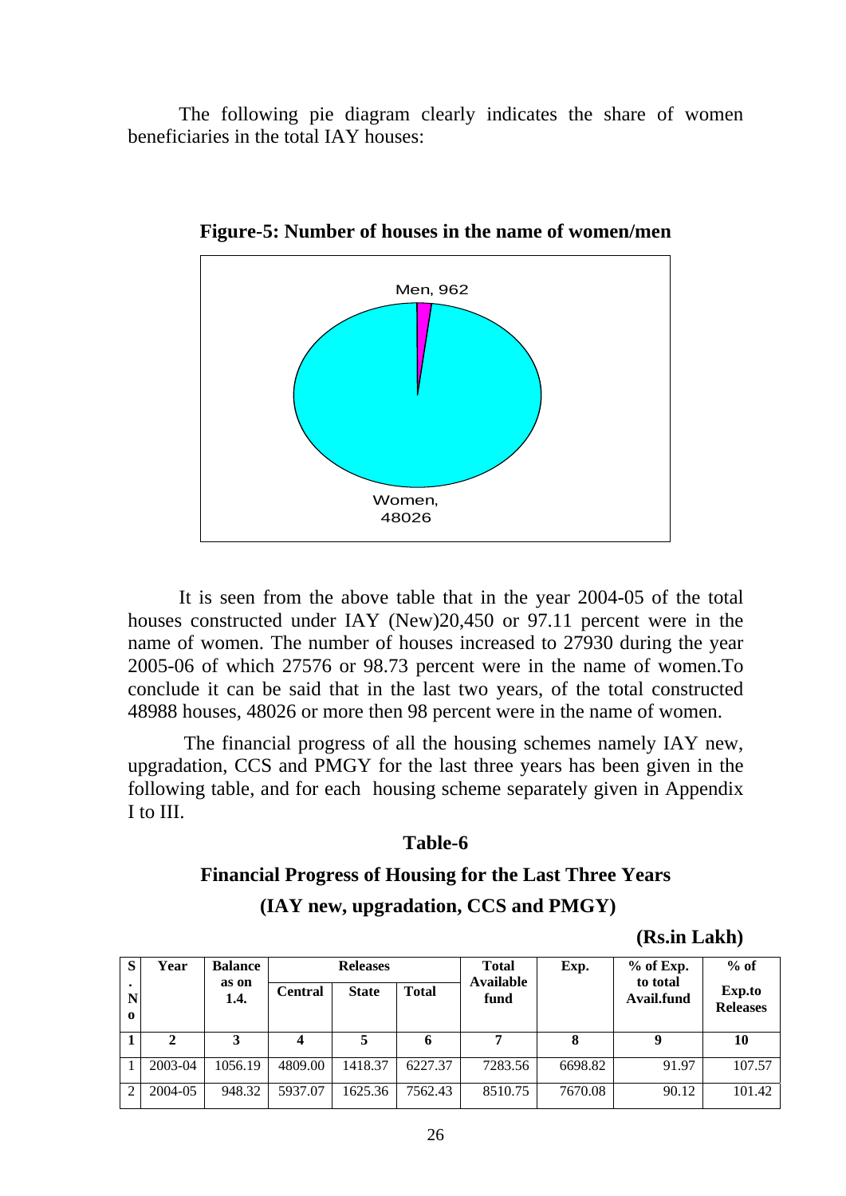The following pie diagram clearly indicates the share of women beneficiaries in the total IAY houses:

**Figure-5: Number of houses in the name of women/men**

Men, 962

Women, 48026

It is seen from the above table that in the year 2004-05 of the total houses constructed under IAY (New)20,450 or 97.11 percent were in the name of women. The number of houses increased to 27930 during the year 2005-06 of which 27576 or 98.73 percent were in the name of women.To conclude it can be said that in the last two years, of the total constructed 48988 houses, 48026 or more then 98 percent were in the name of women.

The financial progress of all the housing schemes namely IAY new, upgradation, CCS and PMGY for the last three years has been given in the following table, and for each housing scheme separately given in Appendix I to III.

**Table-6**

**Financial Progress of Housing for the Last Three Years**

**(IAY new, upgradation, CCS and PMGY)**

**(Rs.in Lakh)**

| S. No | Year | Balance as on 1.4. | Releases | | | Total Available fund | Exp. | % of Exp. to total Avail.fund | % of Exp.to Releases |
|---|---|---|---|---|---|---|---|---|---|
| | | | Central | State | Total | | | | |
| 1 | 2 | 3 | 4 | 5 | 6 | 7 | 8 | 9 | 10 |
| 1 | 2003-04 | 1056.19 | 4809.00 | 1418.37 | 6227.37 | 7283.56 | 6698.82 | 91.97 | 107.57 |
| 2 | 2004-05 | 948.32 | 5937.07 | 1625.36 | 7562.43 | 8510.75 | 7670.08 | 90.12 | 101.42 |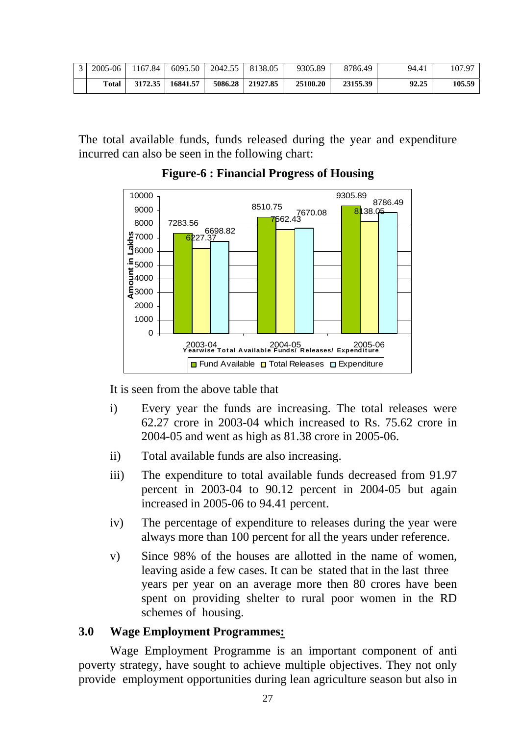| 3 | 2005-06 | 1167.84 | 6095.50 | 2042.55 | 8138.05 | 9305.89 | 8786.49 | 94.41 | 107.97 |
|---|---|---|---|---|---|---|---|---|---|
| | **Total** | **3172.35** | **16841.57** | **5086.28** | **21927.85** | **25100.20** | **23155.39** | **92.25** | **105.59** |

The total available funds, funds released during the year and expenditure incurred can also be seen in the following chart:

**Figure-6 : Financial Progress of Housing**

It is seen from the above table that

i) Every year the funds are increasing. The total releases were 62.27 crore in 2003-04 which increased to Rs. 75.62 crore in 2004-05 and went as high as 81.38 crore in 2005-06.

ii) Total available funds are also increasing.

iii) The expenditure to total available funds decreased from 91.97 percent in 2003-04 to 90.12 percent in 2004-05 but again increased in 2005-06 to 94.41 percent.

iv) The percentage of expenditure to releases during the year were always more than 100 percent for all the years under reference.

v) Since 98% of the houses are allotted in the name of women, leaving aside a few cases. It can be stated that in the last three years per year on an average more then 80 crores have been spent on providing shelter to rural poor women in the RD schemes of housing.

## 3.0 Wage Employment Programmes:

Wage Employment Programme is an important component of anti poverty strategy, have sought to achieve multiple objectives. They not only provide employment opportunities during lean agriculture season but also in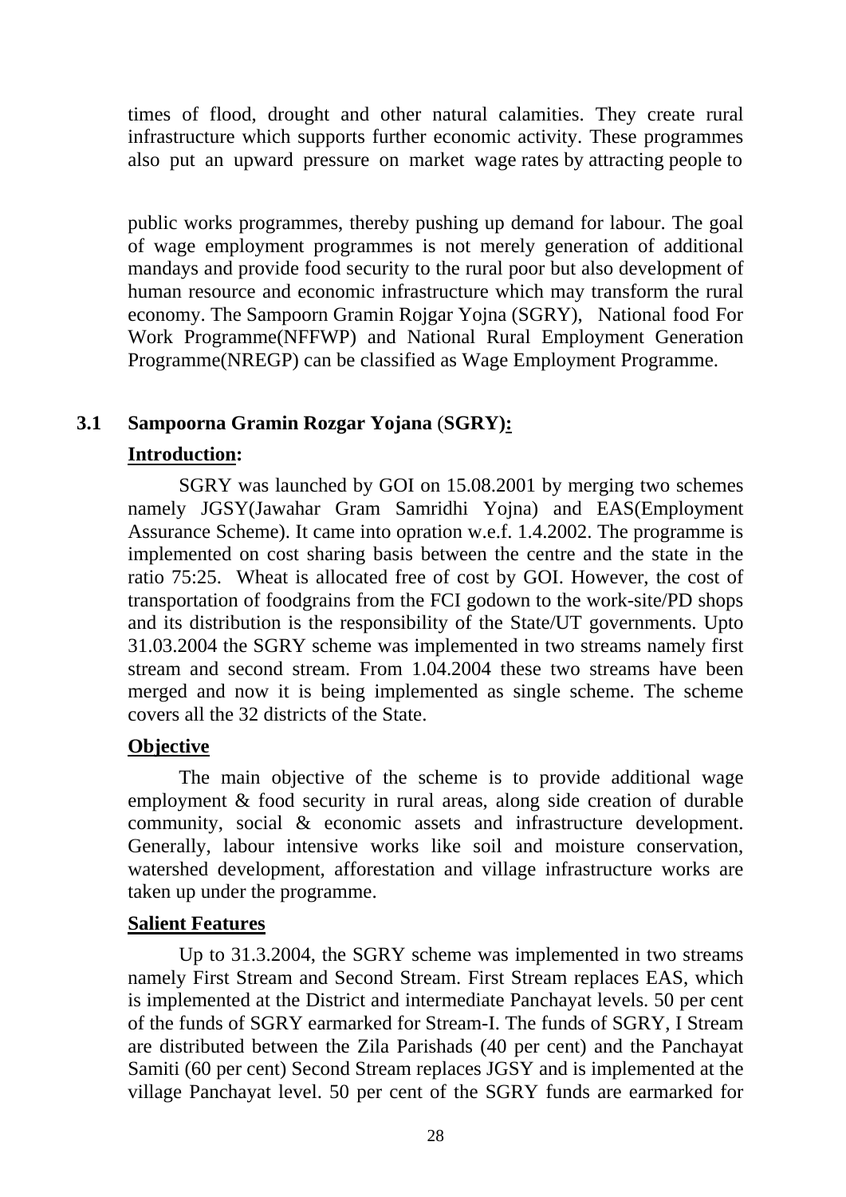times of flood, drought and other natural calamities. They create rural infrastructure which supports further economic activity. These programmes also put an upward pressure on market wage rates by attracting people to

public works programmes, thereby pushing up demand for labour. The goal of wage employment programmes is not merely generation of additional mandays and provide food security to the rural poor but also development of human resource and economic infrastructure which may transform the rural economy. The Sampoorn Gramin Rojgar Yojna (SGRY), National food For Work Programme(NFFWP) and National Rural Employment Generation Programme(NREGP) can be classified as Wage Employment Programme.

## 3.1 Sampoorna Gramin Rozgar Yojana (SGRY):

**Introduction:**

SGRY was launched by GOI on 15.08.2001 by merging two schemes namely JGSY(Jawahar Gram Samridhi Yojna) and EAS(Employment Assurance Scheme). It came into opration w.e.f. 1.4.2002. The programme is implemented on cost sharing basis between the centre and the state in the ratio 75:25. Wheat is allocated free of cost by GOI. However, the cost of transportation of foodgrains from the FCI godown to the work-site/PD shops and its distribution is the responsibility of the State/UT governments. Upto 31.03.2004 the SGRY scheme was implemented in two streams namely first stream and second stream. From 1.04.2004 these two streams have been merged and now it is being implemented as single scheme. The scheme covers all the 32 districts of the State.

**Objective**

The main objective of the scheme is to provide additional wage employment & food security in rural areas, along side creation of durable community, social & economic assets and infrastructure development. Generally, labour intensive works like soil and moisture conservation, watershed development, afforestation and village infrastructure works are taken up under the programme.

**Salient Features**

Up to 31.3.2004, the SGRY scheme was implemented in two streams namely First Stream and Second Stream. First Stream replaces EAS, which is implemented at the District and intermediate Panchayat levels. 50 per cent of the funds of SGRY earmarked for Stream-I. The funds of SGRY, I Stream are distributed between the Zila Parishads (40 per cent) and the Panchayat Samiti (60 per cent) Second Stream replaces JGSY and is implemented at the village Panchayat level. 50 per cent of the SGRY funds are earmarked for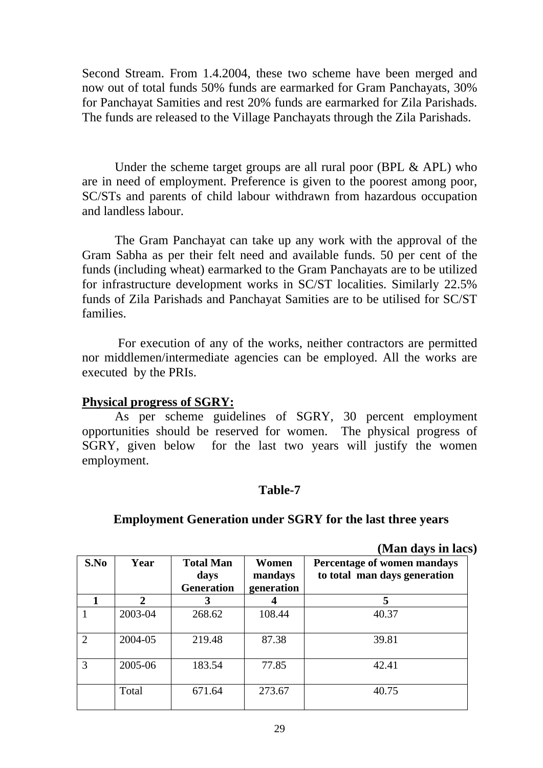Second Stream. From 1.4.2004, these two scheme have been merged and now out of total funds 50% funds are earmarked for Gram Panchayats, 30% for Panchayat Samities and rest 20% funds are earmarked for Zila Parishads. The funds are released to the Village Panchayats through the Zila Parishads.

Under the scheme target groups are all rural poor (BPL & APL) who are in need of employment. Preference is given to the poorest among poor, SC/STs and parents of child labour withdrawn from hazardous occupation and landless labour.

The Gram Panchayat can take up any work with the approval of the Gram Sabha as per their felt need and available funds. 50 per cent of the funds (including wheat) earmarked to the Gram Panchayats are to be utilized for infrastructure development works in SC/ST localities. Similarly 22.5% funds of Zila Parishads and Panchayat Samities are to be utilised for SC/ST families.

For execution of any of the works, neither contractors are permitted nor middlemen/intermediate agencies can be employed. All the works are executed by the PRIs.

**Physical progress of SGRY:**

As per scheme guidelines of SGRY, 30 percent employment opportunities should be reserved for women. The physical progress of SGRY, given below for the last two years will justify the women employment.

**Table-7**

**Employment Generation under SGRY for the last three years**

**(Man days in lacs)**

| S.No | Year | Total Man days Generation | Women mandays generation | Percentage of women mandays to total man days generation |
|---|---|---|---|---|
| 1 | 2 | 3 | 4 | 5 |
| 1 | 2003-04 | 268.62 | 108.44 | 40.37 |
| 2 | 2004-05 | 219.48 | 87.38 | 39.81 |
| 3 | 2005-06 | 183.54 | 77.85 | 42.41 |
| | Total | 671.64 | 273.67 | 40.75 |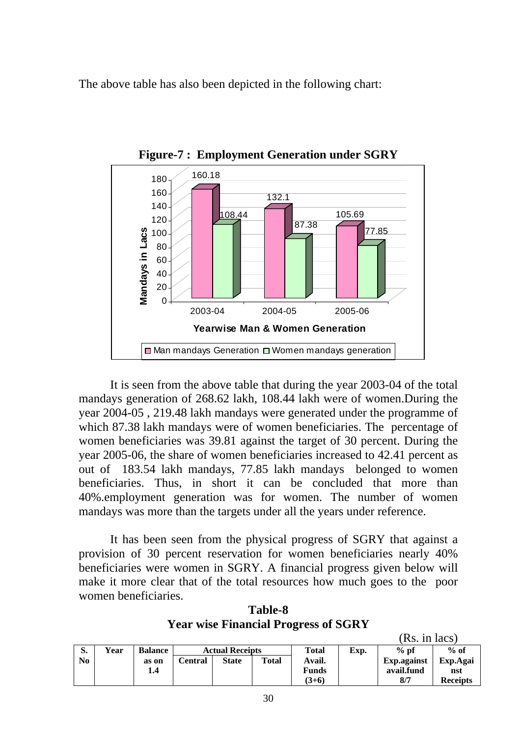The above table has also been depicted in the following chart:

**Figure-7 : Employment Generation under SGRY**

| Year | Man mandays Generation | Women mandays generation |
|---|---|---|
| 2003-04 | 160.18 | 108.44 |
| 2004-05 | 132.1 | 87.38 |
| 2005-06 | 105.69 | 77.85 |

Mandays in Lacs

Yearwise Man & Women Generation

It is seen from the above table that during the year 2003-04 of the total mandays generation of 268.62 lakh, 108.44 lakh were of women.During the year 2004-05 , 219.48 lakh mandays were generated under the programme of which 87.38 lakh mandays were of women beneficiaries. The percentage of women beneficiaries was 39.81 against the target of 30 percent. During the year 2005-06, the share of women beneficiaries increased to 42.41 percent as out of 183.54 lakh mandays, 77.85 lakh mandays belonged to women beneficiaries. Thus, in short it can be concluded that more than 40%.employment generation was for women. The number of women mandays was more than the targets under all the years under reference.

It has been seen from the physical progress of SGRY that against a provision of 30 percent reservation for women beneficiaries nearly 40% beneficiaries were women in SGRY. A financial progress given below will make it more clear that of the total resources how much goes to the poor women beneficiaries.

**Table-8**
**Year wise Financial Progress of SGRY**

(Rs. in lacs)

| S. No | Year | Balance as on 1.4 | Actual Receipts | | | Total Avail. Funds (3+6) | Exp. | % pf Exp.against avail.fund 8/7 | % of Exp.Against Receipts |
|---|---|---|---|---|---|---|---|---|---|
| | | | Central | State | Total | | | | |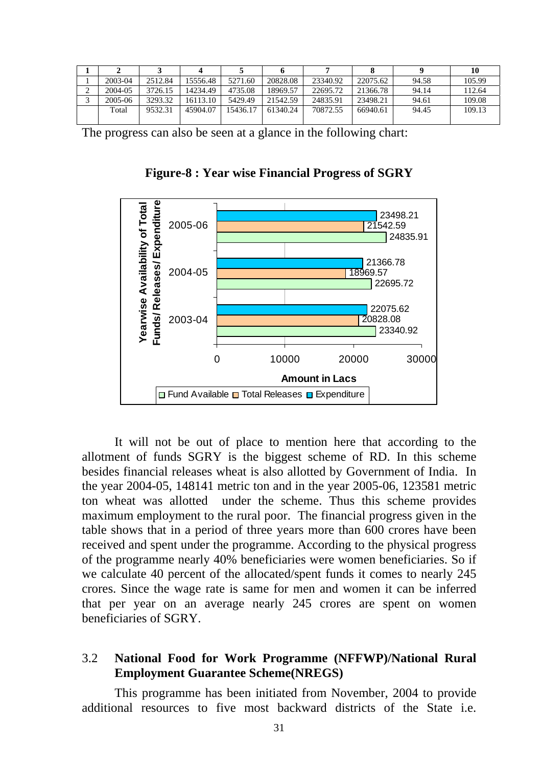| 1 | 2 | 3 | 4 | 5 | 6 | 7 | 8 | 9 | 10 |
|---|---|---|---|---|---|---|---|---|---|
| 1 | 2003-04 | 2512.84 | 15556.48 | 5271.60 | 20828.08 | 23340.92 | 22075.62 | 94.58 | 105.99 |
| 2 | 2004-05 | 3726.15 | 14234.49 | 4735.08 | 18969.57 | 22695.72 | 21366.78 | 94.14 | 112.64 |
| 3 | 2005-06 | 3293.32 | 16113.10 | 5429.49 | 21542.59 | 24835.91 | 23498.21 | 94.61 | 109.08 |
| | Total | 9532.31 | 45904.07 | 15436.17 | 61340.24 | 70872.55 | 66940.61 | 94.45 | 109.13 |

The progress can also be seen at a glance in the following chart:

**Figure-8 : Year wise Financial Progress of SGRY**

| Year | Fund Available | Total Releases | Expenditure |
|---|---|---|---|
| 2003-04 | 23340.92 | 20828.08 | 22075.62 |
| 2004-05 | 22695.72 | 18969.57 | 21366.78 |
| 2005-06 | 24835.91 | 21542.59 | 23498.21 |

Y-axis: Yearwise Availability of Total Funds/ Releases/ Expenditure; X-axis: Amount in Lacs

It will not be out of place to mention here that according to the allotment of funds SGRY is the biggest scheme of RD. In this scheme besides financial releases wheat is also allotted by Government of India. In the year 2004-05, 148141 metric ton and in the year 2005-06, 123581 metric ton wheat was allotted under the scheme. Thus this scheme provides maximum employment to the rural poor. The financial progress given in the table shows that in a period of three years more than 600 crores have been received and spent under the programme. According to the physical progress of the programme nearly 40% beneficiaries were women beneficiaries. So if we calculate 40 percent of the allocated/spent funds it comes to nearly 245 crores. Since the wage rate is same for men and women it can be inferred that per year on an average nearly 245 crores are spent on women beneficiaries of SGRY.

### 3.2 National Food for Work Programme (NFFWP)/National Rural Employment Guarantee Scheme(NREGS)

This programme has been initiated from November, 2004 to provide additional resources to five most backward districts of the State i.e.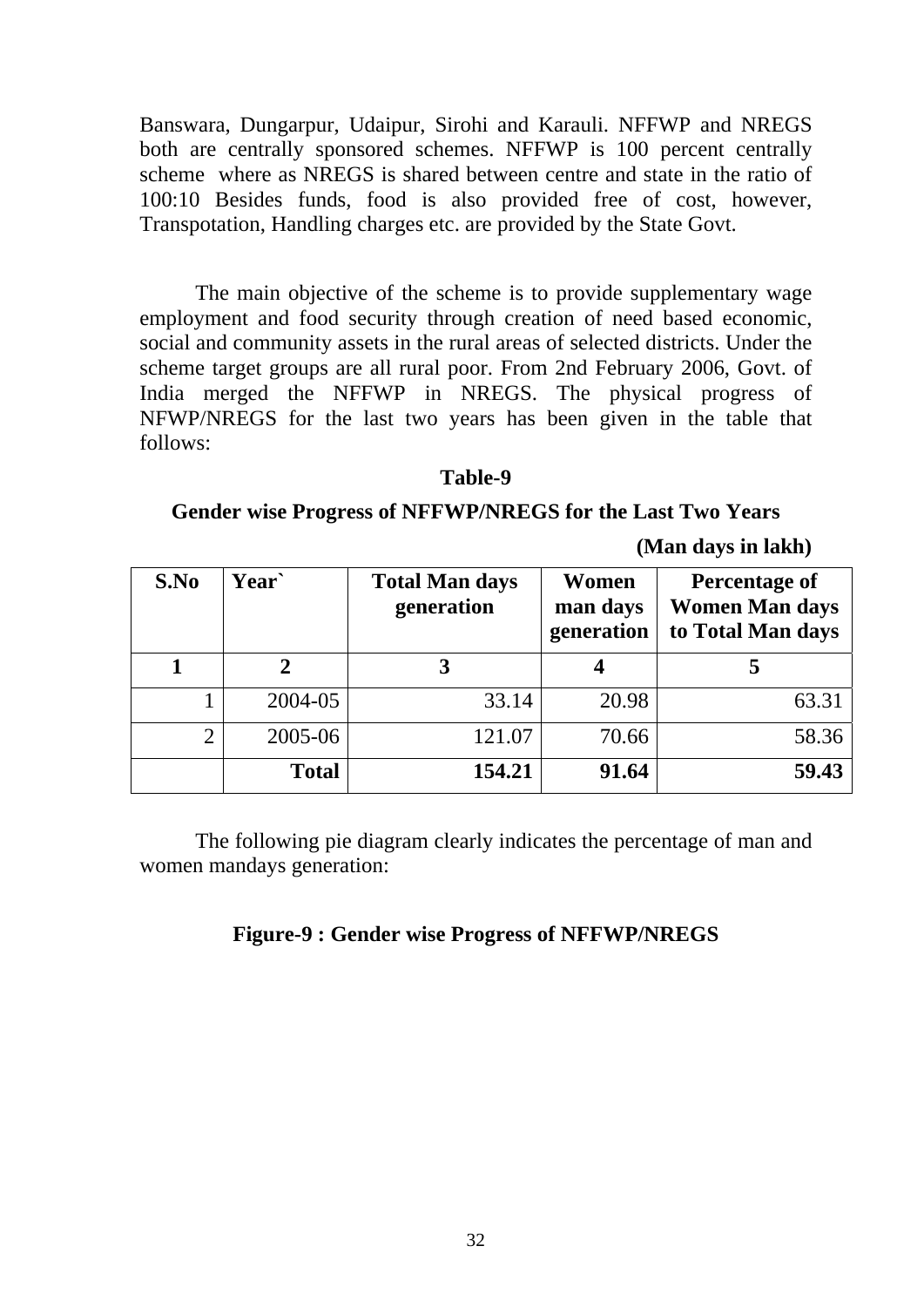Banswara, Dungarpur, Udaipur, Sirohi and Karauli. NFFWP and NREGS both are centrally sponsored schemes. NFFWP is 100 percent centrally scheme where as NREGS is shared between centre and state in the ratio of 100:10 Besides funds, food is also provided free of cost, however, Transpotation, Handling charges etc. are provided by the State Govt.

The main objective of the scheme is to provide supplementary wage employment and food security through creation of need based economic, social and community assets in the rural areas of selected districts. Under the scheme target groups are all rural poor. From 2nd February 2006, Govt. of India merged the NFFWP in NREGS. The physical progress of NFWP/NREGS for the last two years has been given in the table that follows:

**Table-9**

**Gender wise Progress of NFFWP/NREGS for the Last Two Years**

**(Man days in lakh)**

| S.No | Year` | Total Man days generation | Women man days generation | Percentage of Women Man days to Total Man days |
|---|---|---|---|---|
| **1** | **2** | **3** | **4** | **5** |
| 1 | 2004-05 | 33.14 | 20.98 | 63.31 |
| 2 | 2005-06 | 121.07 | 70.66 | 58.36 |
| | **Total** | **154.21** | **91.64** | **59.43** |

The following pie diagram clearly indicates the percentage of man and women mandays generation:

**Figure-9 : Gender wise Progress of NFFWP/NREGS**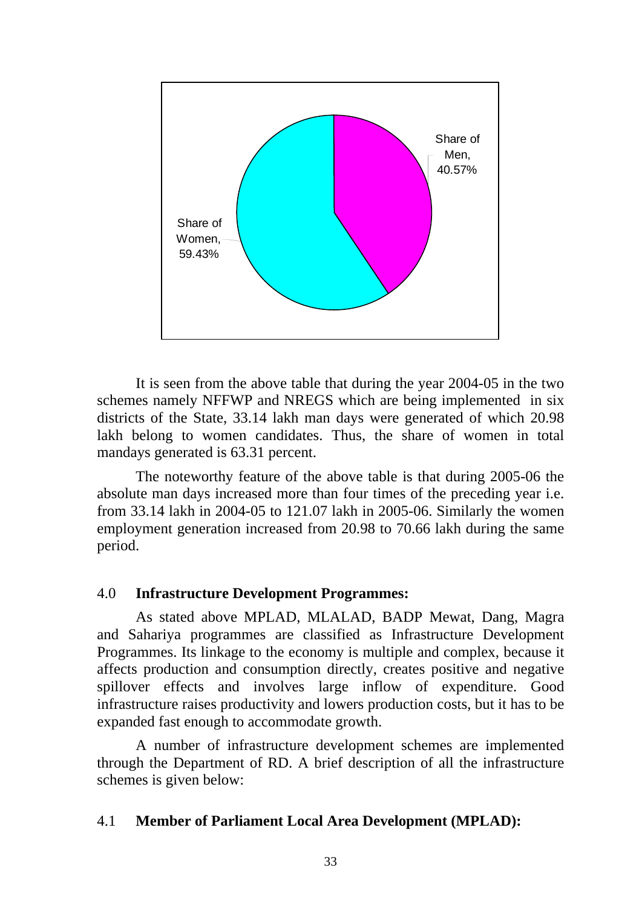Share of Men, 40.57%

Share of Women, 59.43%

It is seen from the above table that during the year 2004-05 in the two schemes namely NFFWP and NREGS which are being implemented in six districts of the State, 33.14 lakh man days were generated of which 20.98 lakh belong to women candidates. Thus, the share of women in total mandays generated is 63.31 percent.

The noteworthy feature of the above table is that during 2005-06 the absolute man days increased more than four times of the preceding year i.e. from 33.14 lakh in 2004-05 to 121.07 lakh in 2005-06. Similarly the women employment generation increased from 20.98 to 70.66 lakh during the same period.

## 4.0 **Infrastructure Development Programmes:**

As stated above MPLAD, MLALAD, BADP Mewat, Dang, Magra and Sahariya programmes are classified as Infrastructure Development Programmes. Its linkage to the economy is multiple and complex, because it affects production and consumption directly, creates positive and negative spillover effects and involves large inflow of expenditure. Good infrastructure raises productivity and lowers production costs, but it has to be expanded fast enough to accommodate growth.

A number of infrastructure development schemes are implemented through the Department of RD. A brief description of all the infrastructure schemes is given below:

### 4.1 **Member of Parliament Local Area Development (MPLAD):**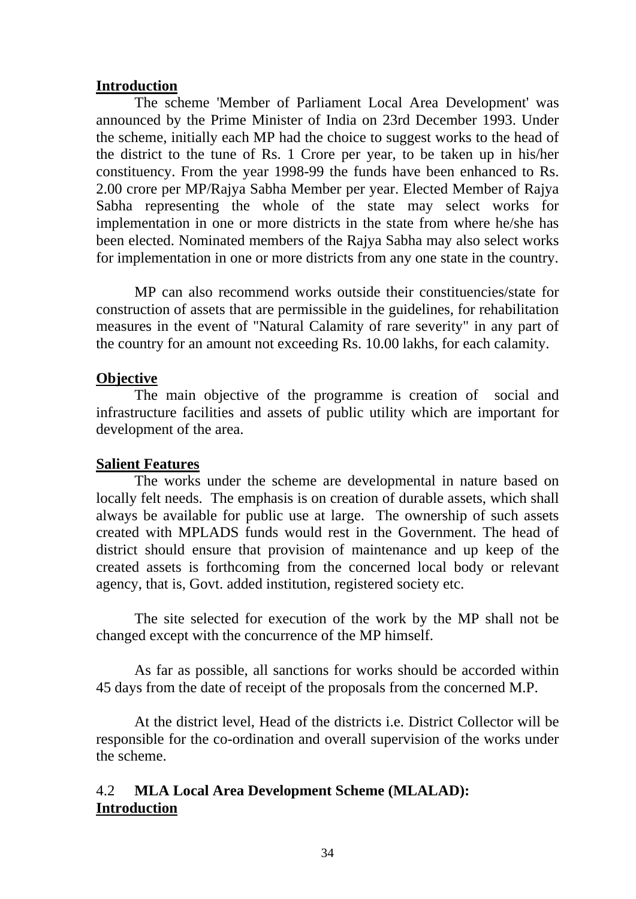**Introduction**

The scheme 'Member of Parliament Local Area Development' was announced by the Prime Minister of India on 23rd December 1993. Under the scheme, initially each MP had the choice to suggest works to the head of the district to the tune of Rs. 1 Crore per year, to be taken up in his/her constituency. From the year 1998-99 the funds have been enhanced to Rs. 2.00 crore per MP/Rajya Sabha Member per year. Elected Member of Rajya Sabha representing the whole of the state may select works for implementation in one or more districts in the state from where he/she has been elected. Nominated members of the Rajya Sabha may also select works for implementation in one or more districts from any one state in the country.

MP can also recommend works outside their constituencies/state for construction of assets that are permissible in the guidelines, for rehabilitation measures in the event of "Natural Calamity of rare severity" in any part of the country for an amount not exceeding Rs. 10.00 lakhs, for each calamity.

**Objective**

The main objective of the programme is creation of social and infrastructure facilities and assets of public utility which are important for development of the area.

**Salient Features**

The works under the scheme are developmental in nature based on locally felt needs. The emphasis is on creation of durable assets, which shall always be available for public use at large. The ownership of such assets created with MPLADS funds would rest in the Government. The head of district should ensure that provision of maintenance and up keep of the created assets is forthcoming from the concerned local body or relevant agency, that is, Govt. added institution, registered society etc.

The site selected for execution of the work by the MP shall not be changed except with the concurrence of the MP himself.

As far as possible, all sanctions for works should be accorded within 45 days from the date of receipt of the proposals from the concerned M.P.

At the district level, Head of the districts i.e. District Collector will be responsible for the co-ordination and overall supervision of the works under the scheme.

## 4.2 **MLA Local Area Development Scheme (MLALAD):**

**Introduction**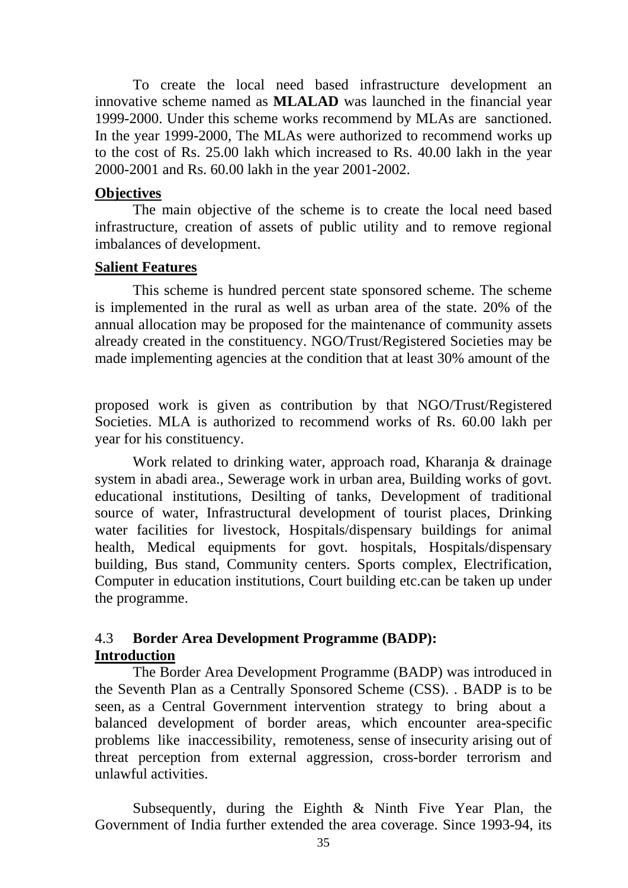To create the local need based infrastructure development an innovative scheme named as **MLALAD** was launched in the financial year 1999-2000. Under this scheme works recommend by MLAs are sanctioned. In the year 1999-2000, The MLAs were authorized to recommend works up to the cost of Rs. 25.00 lakh which increased to Rs. 40.00 lakh in the year 2000-2001 and Rs. 60.00 lakh in the year 2001-2002.

**Objectives**

The main objective of the scheme is to create the local need based infrastructure, creation of assets of public utility and to remove regional imbalances of development.

**Salient Features**

This scheme is hundred percent state sponsored scheme. The scheme is implemented in the rural as well as urban area of the state. 20% of the annual allocation may be proposed for the maintenance of community assets already created in the constituency. NGO/Trust/Registered Societies may be made implementing agencies at the condition that at least 30% amount of the proposed work is given as contribution by that NGO/Trust/Registered Societies. MLA is authorized to recommend works of Rs. 60.00 lakh per year for his constituency.

Work related to drinking water, approach road, Kharanja & drainage system in abadi area., Sewerage work in urban area, Building works of govt. educational institutions, Desilting of tanks, Development of traditional source of water, Infrastructural development of tourist places, Drinking water facilities for livestock, Hospitals/dispensary buildings for animal health, Medical equipments for govt. hospitals, Hospitals/dispensary building, Bus stand, Community centers. Sports complex, Electrification, Computer in education institutions, Court building etc.can be taken up under the programme.

## 4.3 Border Area Development Programme (BADP):

**Introduction**

The Border Area Development Programme (BADP) was introduced in the Seventh Plan as a Centrally Sponsored Scheme (CSS). . BADP is to be seen, as a Central Government intervention strategy to bring about a balanced development of border areas, which encounter area-specific problems like inaccessibility, remoteness, sense of insecurity arising out of threat perception from external aggression, cross-border terrorism and unlawful activities.

Subsequently, during the Eighth & Ninth Five Year Plan, the Government of India further extended the area coverage. Since 1993-94, its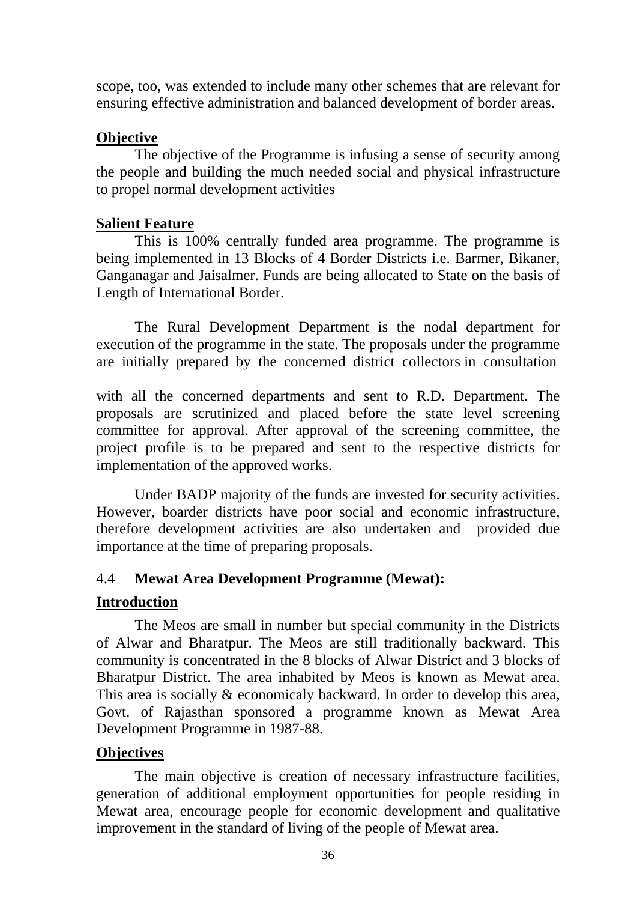scope, too, was extended to include many other schemes that are relevant for ensuring effective administration and balanced development of border areas.

**Objective**

The objective of the Programme is infusing a sense of security among the people and building the much needed social and physical infrastructure to propel normal development activities

**Salient Feature**

This is 100% centrally funded area programme. The programme is being implemented in 13 Blocks of 4 Border Districts i.e. Barmer, Bikaner, Ganganagar and Jaisalmer. Funds are being allocated to State on the basis of Length of International Border.

The Rural Development Department is the nodal department for execution of the programme in the state. The proposals under the programme are initially prepared by the concerned district collectors in consultation with all the concerned departments and sent to R.D. Department. The proposals are scrutinized and placed before the state level screening committee for approval. After approval of the screening committee, the project profile is to be prepared and sent to the respective districts for implementation of the approved works.

Under BADP majority of the funds are invested for security activities. However, boarder districts have poor social and economic infrastructure, therefore development activities are also undertaken and provided due importance at the time of preparing proposals.

### 4.4 Mewat Area Development Programme (Mewat):

**Introduction**

The Meos are small in number but special community in the Districts of Alwar and Bharatpur. The Meos are still traditionally backward. This community is concentrated in the 8 blocks of Alwar District and 3 blocks of Bharatpur District. The area inhabited by Meos is known as Mewat area. This area is socially & economicaly backward. In order to develop this area, Govt. of Rajasthan sponsored a programme known as Mewat Area Development Programme in 1987-88.

**Objectives**

The main objective is creation of necessary infrastructure facilities, generation of additional employment opportunities for people residing in Mewat area, encourage people for economic development and qualitative improvement in the standard of living of the people of Mewat area.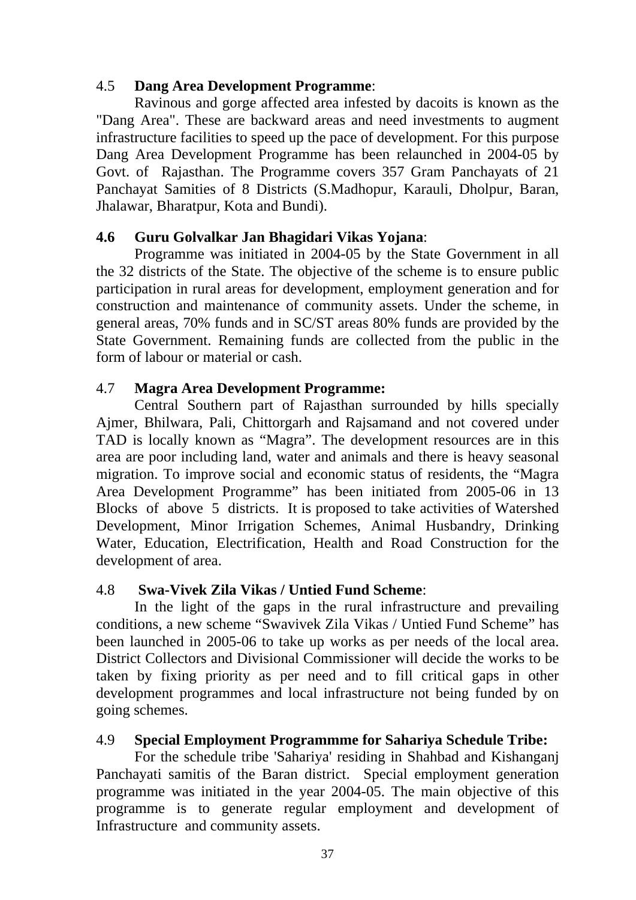### 4.5 **Dang Area Development Programme**:

Ravinous and gorge affected area infested by dacoits is known as the "Dang Area". These are backward areas and need investments to augment infrastructure facilities to speed up the pace of development. For this purpose Dang Area Development Programme has been relaunched in 2004-05 by Govt. of Rajasthan. The Programme covers 357 Gram Panchayats of 21 Panchayat Samities of 8 Districts (S.Madhopur, Karauli, Dholpur, Baran, Jhalawar, Bharatpur, Kota and Bundi).

### **4.6 Guru Golvalkar Jan Bhagidari Vikas Yojana**:

Programme was initiated in 2004-05 by the State Government in all the 32 districts of the State. The objective of the scheme is to ensure public participation in rural areas for development, employment generation and for construction and maintenance of community assets. Under the scheme, in general areas, 70% funds and in SC/ST areas 80% funds are provided by the State Government. Remaining funds are collected from the public in the form of labour or material or cash.

### 4.7 **Magra Area Development Programme:**

Central Southern part of Rajasthan surrounded by hills specially Ajmer, Bhilwara, Pali, Chittorgarh and Rajsamand and not covered under TAD is locally known as "Magra". The development resources are in this area are poor including land, water and animals and there is heavy seasonal migration. To improve social and economic status of residents, the "Magra Area Development Programme" has been initiated from 2005-06 in 13 Blocks of above 5 districts. It is proposed to take activities of Watershed Development, Minor Irrigation Schemes, Animal Husbandry, Drinking Water, Education, Electrification, Health and Road Construction for the development of area.

### 4.8 **Swa-Vivek Zila Vikas / Untied Fund Scheme**:

In the light of the gaps in the rural infrastructure and prevailing conditions, a new scheme "Swavivek Zila Vikas / Untied Fund Scheme" has been launched in 2005-06 to take up works as per needs of the local area. District Collectors and Divisional Commissioner will decide the works to be taken by fixing priority as per need and to fill critical gaps in other development programmes and local infrastructure not being funded by on going schemes.

### 4.9 **Special Employment Programmme for Sahariya Schedule Tribe:**

For the schedule tribe 'Sahariya' residing in Shahbad and Kishanganj Panchayati samitis of the Baran district. Special employment generation programme was initiated in the year 2004-05. The main objective of this programme is to generate regular employment and development of Infrastructure and community assets.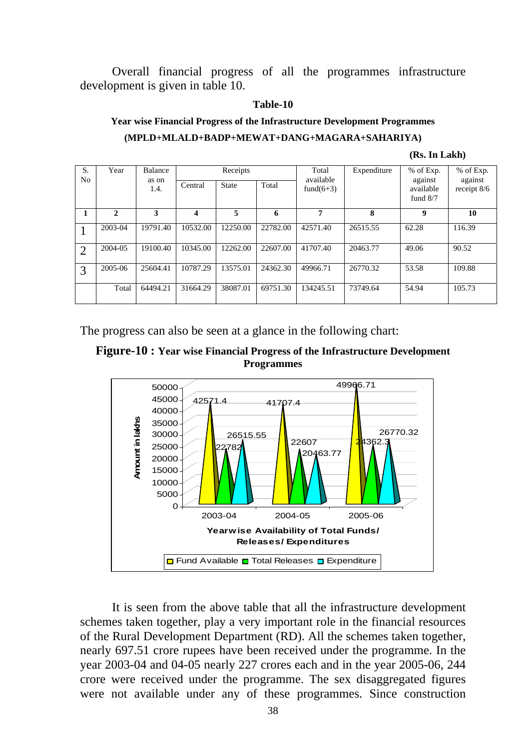Overall financial progress of all the programmes infrastructure development is given in table 10.

**Table-10**

**Year wise Financial Progress of the Infrastructure Development Programmes (MPLD+MLALD+BADP+MEWAT+DANG+MAGARA+SAHARIYA)**

**(Rs. In Lakh)**

| S. No | Year | Balance as on 1.4. | Receipts | | | Total available fund(6+3) | Expenditure | % of Exp. against available fund 8/7 | % of Exp. against receipt 8/6 |
|---|---|---|---|---|---|---|---|---|---|
| | | | Central | State | Total | | | | |
| **1** | **2** | **3** | **4** | **5** | **6** | **7** | **8** | **9** | **10** |
| 1 | 2003-04 | 19791.40 | 10532.00 | 12250.00 | 22782.00 | 42571.40 | 26515.55 | 62.28 | 116.39 |
| 2 | 2004-05 | 19100.40 | 10345.00 | 12262.00 | 22607.00 | 41707.40 | 20463.77 | 49.06 | 90.52 |
| 3 | 2005-06 | 25604.41 | 10787.29 | 13575.01 | 24362.30 | 49966.71 | 26770.32 | 53.58 | 109.88 |
| | Total | 64494.21 | 31664.29 | 38087.01 | 69751.30 | 134245.51 | 73749.64 | 54.94 | 105.73 |

The progress can also be seen at a glance in the following chart:

**Figure-10 : Year wise Financial Progress of the Infrastructure Development Programmes**

It is seen from the above table that all the infrastructure development schemes taken together, play a very important role in the financial resources of the Rural Development Department (RD). All the schemes taken together, nearly 697.51 crore rupees have been received under the programme. In the year 2003-04 and 04-05 nearly 227 crores each and in the year 2005-06, 244 crore were received under the programme. The sex disaggregated figures were not available under any of these programmes. Since construction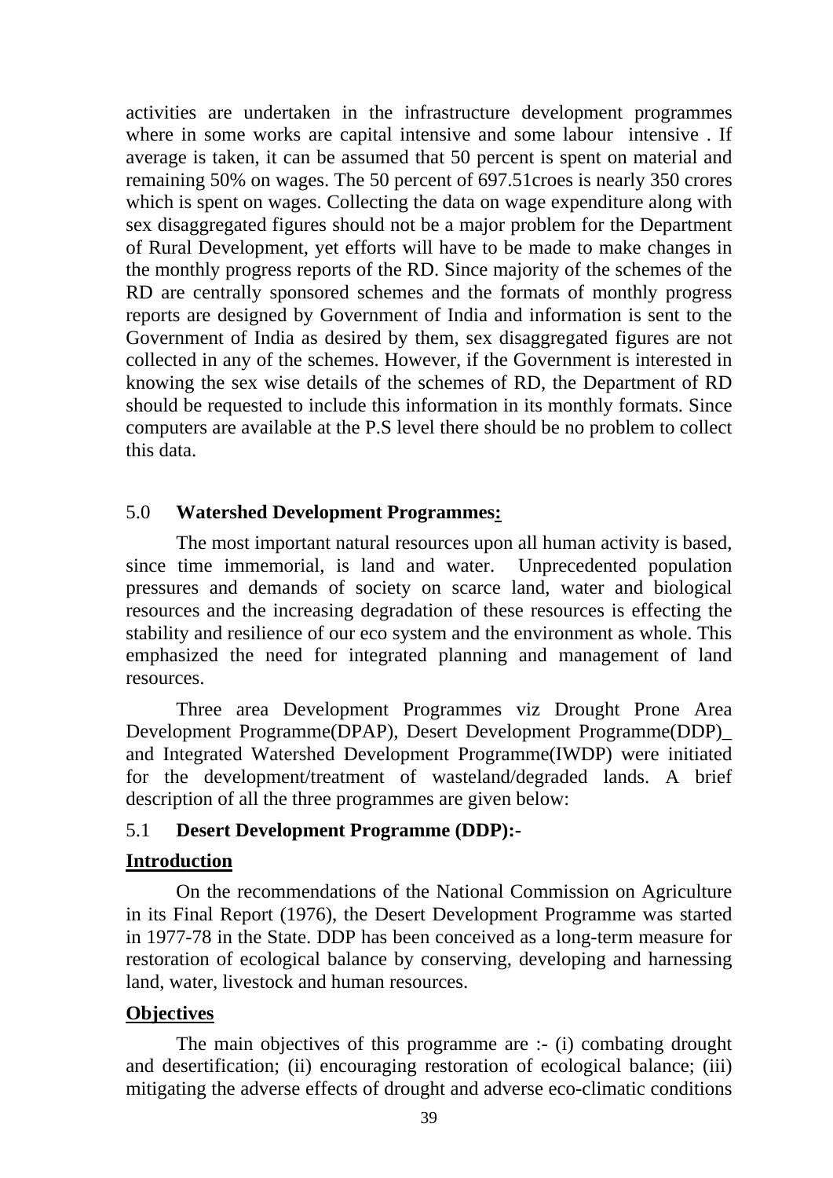activities are undertaken in the infrastructure development programmes where in some works are capital intensive and some labour intensive . If average is taken, it can be assumed that 50 percent is spent on material and remaining 50% on wages. The 50 percent of 697.51croes is nearly 350 crores which is spent on wages. Collecting the data on wage expenditure along with sex disaggregated figures should not be a major problem for the Department of Rural Development, yet efforts will have to be made to make changes in the monthly progress reports of the RD. Since majority of the schemes of the RD are centrally sponsored schemes and the formats of monthly progress reports are designed by Government of India and information is sent to the Government of India as desired by them, sex disaggregated figures are not collected in any of the schemes. However, if the Government is interested in knowing the sex wise details of the schemes of RD, the Department of RD should be requested to include this information in its monthly formats. Since computers are available at the P.S level there should be no problem to collect this data.

## 5.0 **Watershed Development Programmes:**

The most important natural resources upon all human activity is based, since time immemorial, is land and water. Unprecedented population pressures and demands of society on scarce land, water and biological resources and the increasing degradation of these resources is effecting the stability and resilience of our eco system and the environment as whole. This emphasized the need for integrated planning and management of land resources.

Three area Development Programmes viz Drought Prone Area Development Programme(DPAP), Desert Development Programme(DDP)_ and Integrated Watershed Development Programme(IWDP) were initiated for the development/treatment of wasteland/degraded lands. A brief description of all the three programmes are given below:

### 5.1 **Desert Development Programme (DDP):-**

**Introduction**

On the recommendations of the National Commission on Agriculture in its Final Report (1976), the Desert Development Programme was started in 1977-78 in the State. DDP has been conceived as a long-term measure for restoration of ecological balance by conserving, developing and harnessing land, water, livestock and human resources.

**Objectives**

The main objectives of this programme are :- (i) combating drought and desertification; (ii) encouraging restoration of ecological balance; (iii) mitigating the adverse effects of drought and adverse eco-climatic conditions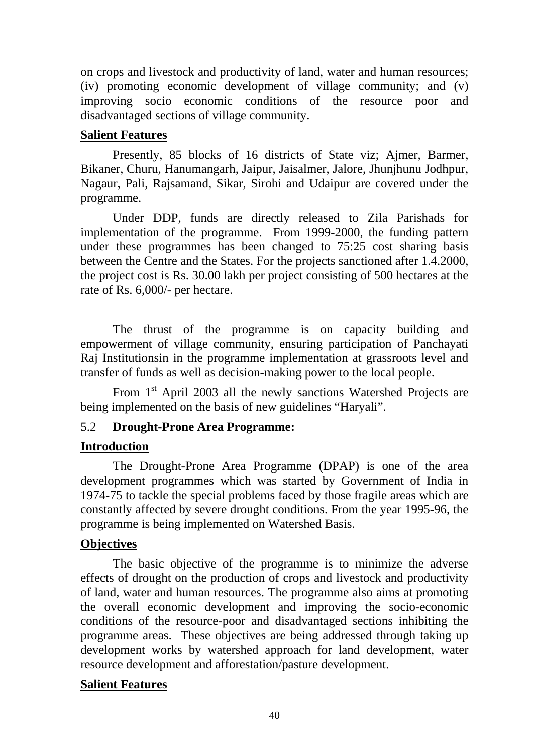on crops and livestock and productivity of land, water and human resources; (iv) promoting economic development of village community; and (v) improving socio economic conditions of the resource poor and disadvantaged sections of village community.

**Salient Features**

Presently, 85 blocks of 16 districts of State viz; Ajmer, Barmer, Bikaner, Churu, Hanumangarh, Jaipur, Jaisalmer, Jalore, Jhunjhunu Jodhpur, Nagaur, Pali, Rajsamand, Sikar, Sirohi and Udaipur are covered under the programme.

Under DDP, funds are directly released to Zila Parishads for implementation of the programme. From 1999-2000, the funding pattern under these programmes has been changed to 75:25 cost sharing basis between the Centre and the States. For the projects sanctioned after 1.4.2000, the project cost is Rs. 30.00 lakh per project consisting of 500 hectares at the rate of Rs. 6,000/- per hectare.

The thrust of the programme is on capacity building and empowerment of village community, ensuring participation of Panchayati Raj Institutionsin in the programme implementation at grassroots level and transfer of funds as well as decision-making power to the local people.

From 1st April 2003 all the newly sanctions Watershed Projects are being implemented on the basis of new guidelines "Haryali".

### 5.2 Drought-Prone Area Programme:

**Introduction**

The Drought-Prone Area Programme (DPAP) is one of the area development programmes which was started by Government of India in 1974-75 to tackle the special problems faced by those fragile areas which are constantly affected by severe drought conditions. From the year 1995-96, the programme is being implemented on Watershed Basis.

**Objectives**

The basic objective of the programme is to minimize the adverse effects of drought on the production of crops and livestock and productivity of land, water and human resources. The programme also aims at promoting the overall economic development and improving the socio-economic conditions of the resource-poor and disadvantaged sections inhibiting the programme areas. These objectives are being addressed through taking up development works by watershed approach for land development, water resource development and afforestation/pasture development.

**Salient Features**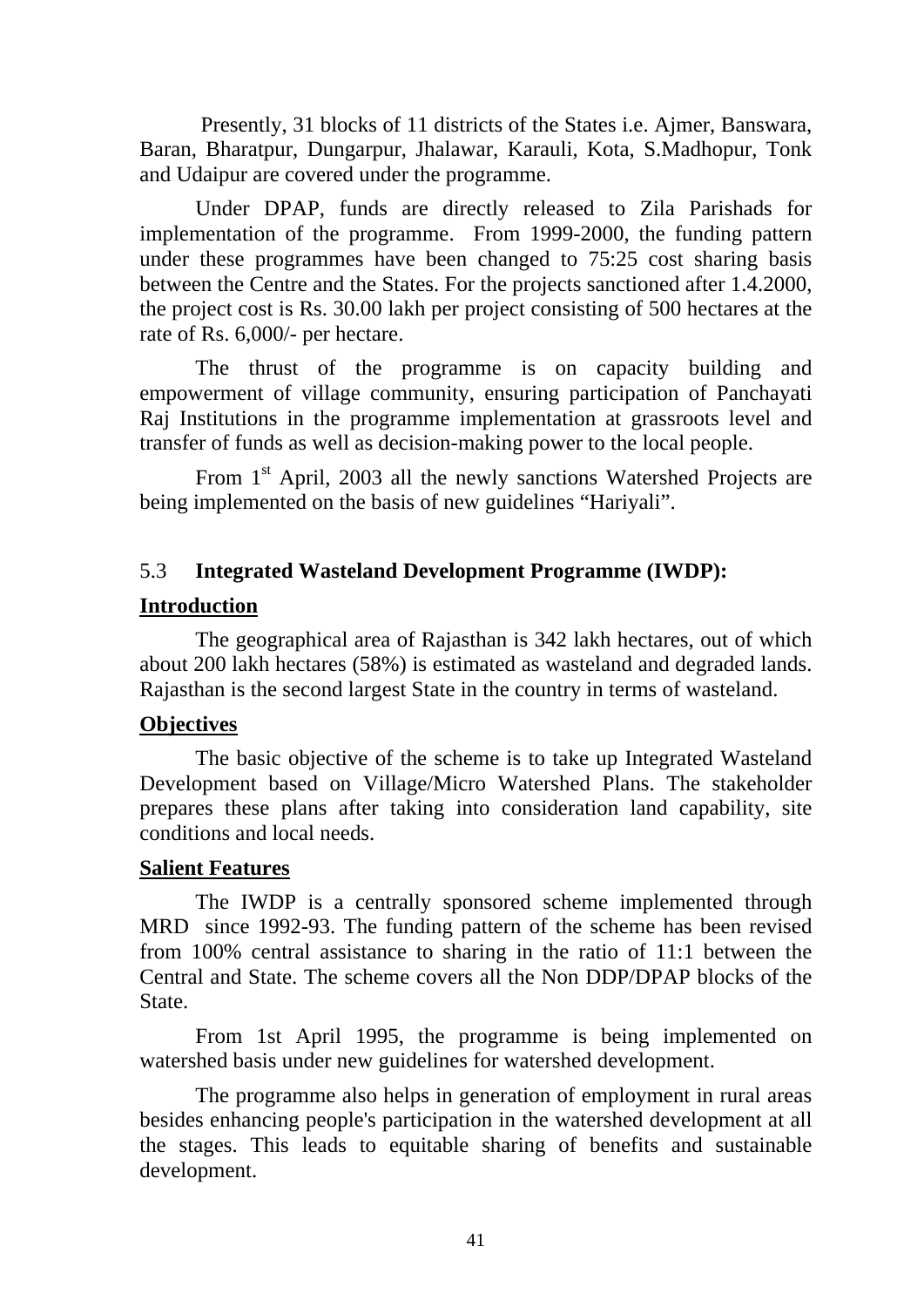Presently, 31 blocks of 11 districts of the States i.e. Ajmer, Banswara, Baran, Bharatpur, Dungarpur, Jhalawar, Karauli, Kota, S.Madhopur, Tonk and Udaipur are covered under the programme.

Under DPAP, funds are directly released to Zila Parishads for implementation of the programme. From 1999-2000, the funding pattern under these programmes have been changed to 75:25 cost sharing basis between the Centre and the States. For the projects sanctioned after 1.4.2000, the project cost is Rs. 30.00 lakh per project consisting of 500 hectares at the rate of Rs. 6,000/- per hectare.

The thrust of the programme is on capacity building and empowerment of village community, ensuring participation of Panchayati Raj Institutions in the programme implementation at grassroots level and transfer of funds as well as decision-making power to the local people.

From 1st April, 2003 all the newly sanctions Watershed Projects are being implemented on the basis of new guidelines "Hariyali".

## 5.3 Integrated Wasteland Development Programme (IWDP):

**Introduction**

The geographical area of Rajasthan is 342 lakh hectares, out of which about 200 lakh hectares (58%) is estimated as wasteland and degraded lands. Rajasthan is the second largest State in the country in terms of wasteland.

**Objectives**

The basic objective of the scheme is to take up Integrated Wasteland Development based on Village/Micro Watershed Plans. The stakeholder prepares these plans after taking into consideration land capability, site conditions and local needs.

**Salient Features**

The IWDP is a centrally sponsored scheme implemented through MRD since 1992-93. The funding pattern of the scheme has been revised from 100% central assistance to sharing in the ratio of 11:1 between the Central and State. The scheme covers all the Non DDP/DPAP blocks of the State.

From 1st April 1995, the programme is being implemented on watershed basis under new guidelines for watershed development.

The programme also helps in generation of employment in rural areas besides enhancing people's participation in the watershed development at all the stages. This leads to equitable sharing of benefits and sustainable development.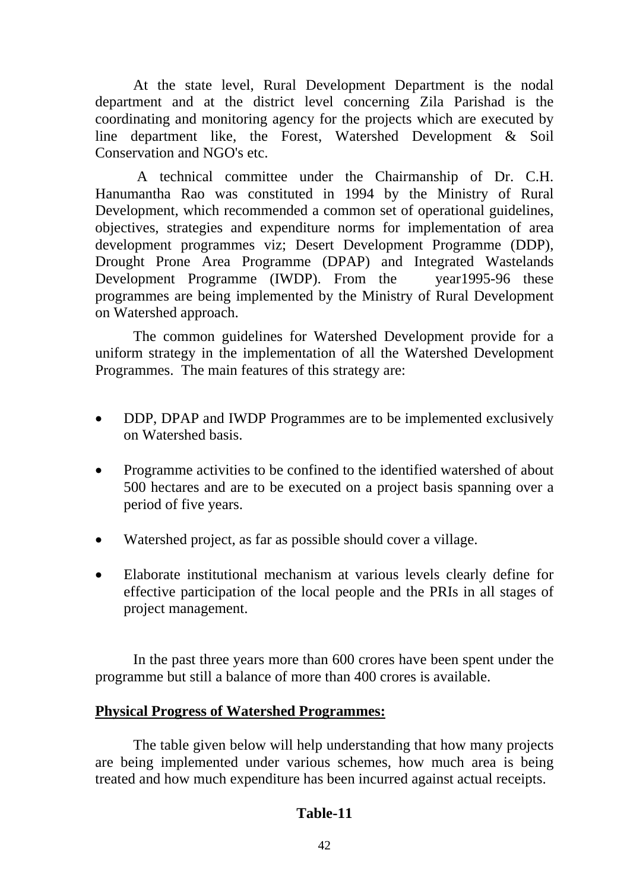At the state level, Rural Development Department is the nodal department and at the district level concerning Zila Parishad is the coordinating and monitoring agency for the projects which are executed by line department like, the Forest, Watershed Development & Soil Conservation and NGO's etc.

A technical committee under the Chairmanship of Dr. C.H. Hanumantha Rao was constituted in 1994 by the Ministry of Rural Development, which recommended a common set of operational guidelines, objectives, strategies and expenditure norms for implementation of area development programmes viz; Desert Development Programme (DDP), Drought Prone Area Programme (DPAP) and Integrated Wastelands Development Programme (IWDP). From the year1995-96 these programmes are being implemented by the Ministry of Rural Development on Watershed approach.

The common guidelines for Watershed Development provide for a uniform strategy in the implementation of all the Watershed Development Programmes. The main features of this strategy are:

- DDP, DPAP and IWDP Programmes are to be implemented exclusively on Watershed basis.
- Programme activities to be confined to the identified watershed of about 500 hectares and are to be executed on a project basis spanning over a period of five years.
- Watershed project, as far as possible should cover a village.
- Elaborate institutional mechanism at various levels clearly define for effective participation of the local people and the PRIs in all stages of project management.

In the past three years more than 600 crores have been spent under the programme but still a balance of more than 400 crores is available.

**Physical Progress of Watershed Programmes:**

The table given below will help understanding that how many projects are being implemented under various schemes, how much area is being treated and how much expenditure has been incurred against actual receipts.

**Table-11**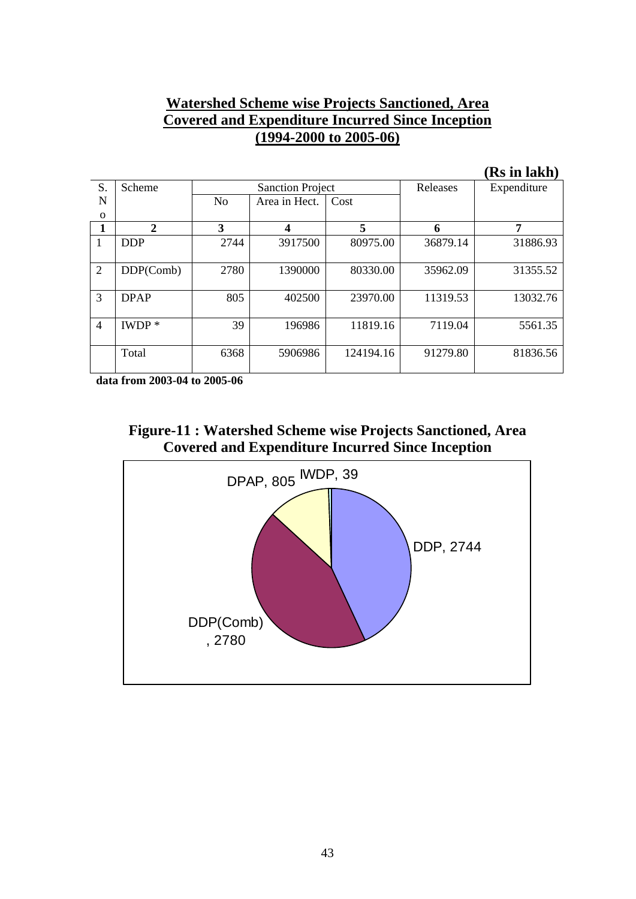## Watershed Scheme wise Projects Sanctioned, Area Covered and Expenditure Incurred Since Inception (1994-2000 to 2005-06)

**(Rs in lakh)**

| S. No | Scheme | Sanction Project | | | Releases | Expenditure |
|---|---|---|---|---|---|---|
| | | No | Area in Hect. | Cost | | |
| **1** | **2** | **3** | **4** | **5** | **6** | **7** |
| 1 | DDP | 2744 | 3917500 | 80975.00 | 36879.14 | 31886.93 |
| 2 | DDP(Comb) | 2780 | 1390000 | 80330.00 | 35962.09 | 31355.52 |
| 3 | DPAP | 805 | 402500 | 23970.00 | 11319.53 | 13032.76 |
| 4 | IWDP * | 39 | 196986 | 11819.16 | 7119.04 | 5561.35 |
| | Total | 6368 | 5906986 | 124194.16 | 91279.80 | 81836.56 |

**data from 2003-04 to 2005-06**

**Figure-11 : Watershed Scheme wise Projects Sanctioned, Area Covered and Expenditure Incurred Since Inception**

DPAP, 805; IWDP, 39; DDP, 2744; DDP(Comb), 2780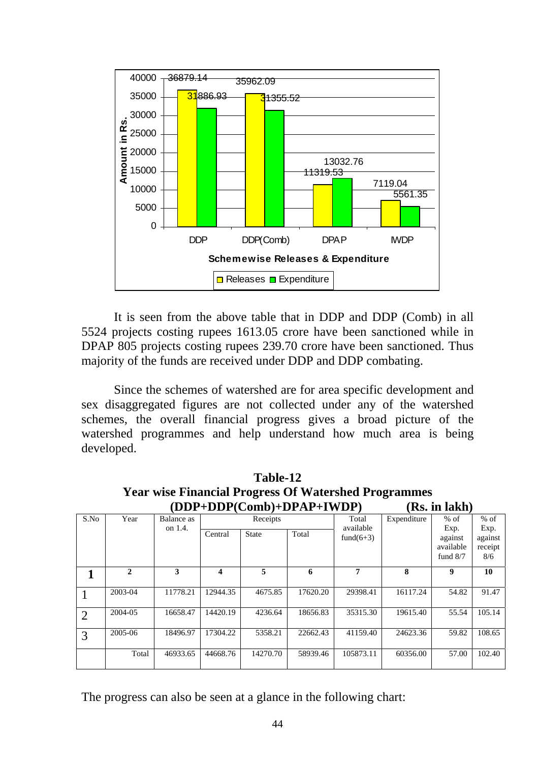**Schemewise Releases & Expenditure** (Amount in Rs.)

| Scheme | Releases | Expenditure |
|---|---|---|
| DDP | 36879.14 | 31886.93 |
| DDP(Comb) | 35962.09 | 31355.52 |
| DPAP | 11319.53 | 13032.76 |
| IWDP | 7119.04 | 5561.35 |

It is seen from the above table that in DDP and DDP (Comb) in all 5524 projects costing rupees 1613.05 crore have been sanctioned while in DPAP 805 projects costing rupees 239.70 crore have been sanctioned. Thus majority of the funds are received under DDP and DDP combating.

Since the schemes of watershed are for area specific development and sex disaggregated figures are not collected under any of the watershed schemes, the overall financial progress gives a broad picture of the watershed programmes and help understand how much area is being developed.

**Table-12**
**Year wise Financial Progress Of Watershed Programmes**
**(DDP+DDP(Comb)+DPAP+IWDP) (Rs. in lakh)**

| S.No | Year | Balance as on 1.4. | Receipts | | | Total available fund(6+3) | Expenditure | % of Exp. against available fund 8/7 | % of Exp. against receipt 8/6 |
|---|---|---|---|---|---|---|---|---|---|
| | | | Central | State | Total | | | | |
| 1 | 2 | 3 | 4 | 5 | 6 | 7 | 8 | 9 | 10 |
| 1 | 2003-04 | 11778.21 | 12944.35 | 4675.85 | 17620.20 | 29398.41 | 16117.24 | 54.82 | 91.47 |
| 2 | 2004-05 | 16658.47 | 14420.19 | 4236.64 | 18656.83 | 35315.30 | 19615.40 | 55.54 | 105.14 |
| 3 | 2005-06 | 18496.97 | 17304.22 | 5358.21 | 22662.43 | 41159.40 | 24623.36 | 59.82 | 108.65 |
| | Total | 46933.65 | 44668.76 | 14270.70 | 58939.46 | 105873.11 | 60356.00 | 57.00 | 102.40 |

The progress can also be seen at a glance in the following chart: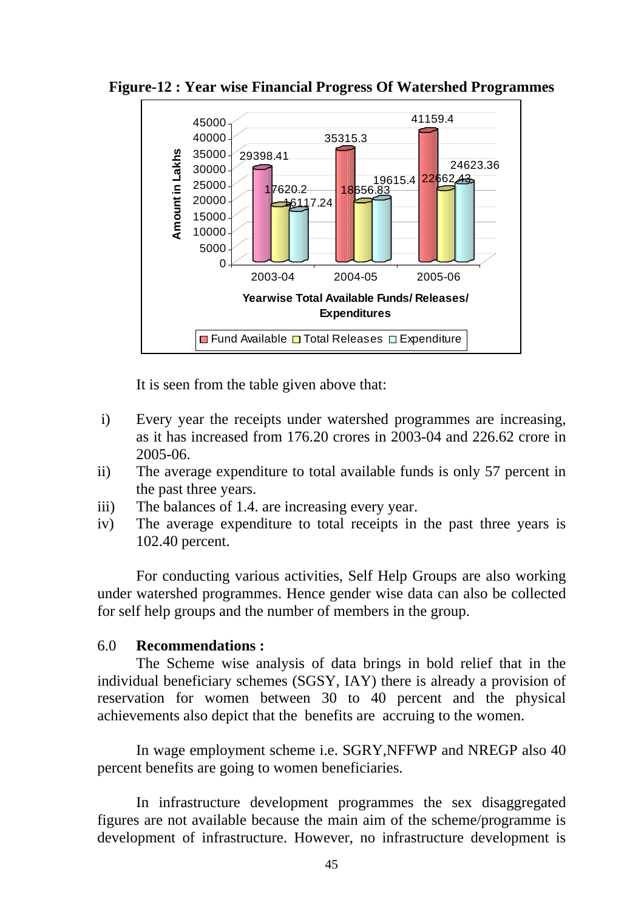**Figure-12 : Year wise Financial Progress Of Watershed Programmes**

| Year | Fund Available | Total Releases | Expenditure |
|---|---|---|---|
| 2003-04 | 29398.41 | 17620.2 | 16117.24 |
| 2004-05 | 35315.3 | 18656.83 | 19615.4 |
| 2005-06 | 41159.4 | 22662.43 | 24623.36 |

Amount in Lakhs

Yearwise Total Available Funds/ Releases/ Expenditures

It is seen from the table given above that:

i) Every year the receipts under watershed programmes are increasing, as it has increased from 176.20 crores in 2003-04 and 226.62 crore in 2005-06.
ii) The average expenditure to total available funds is only 57 percent in the past three years.
iii) The balances of 1.4. are increasing every year.
iv) The average expenditure to total receipts in the past three years is 102.40 percent.

For conducting various activities, Self Help Groups are also working under watershed programmes. Hence gender wise data can also be collected for self help groups and the number of members in the group.

## 6.0 **Recommendations :**

The Scheme wise analysis of data brings in bold relief that in the individual beneficiary schemes (SGSY, IAY) there is already a provision of reservation for women between 30 to 40 percent and the physical achievements also depict that the benefits are accruing to the women.

In wage employment scheme i.e. SGRY,NFFWP and NREGP also 40 percent benefits are going to women beneficiaries.

In infrastructure development programmes the sex disaggregated figures are not available because the main aim of the scheme/programme is development of infrastructure. However, no infrastructure development is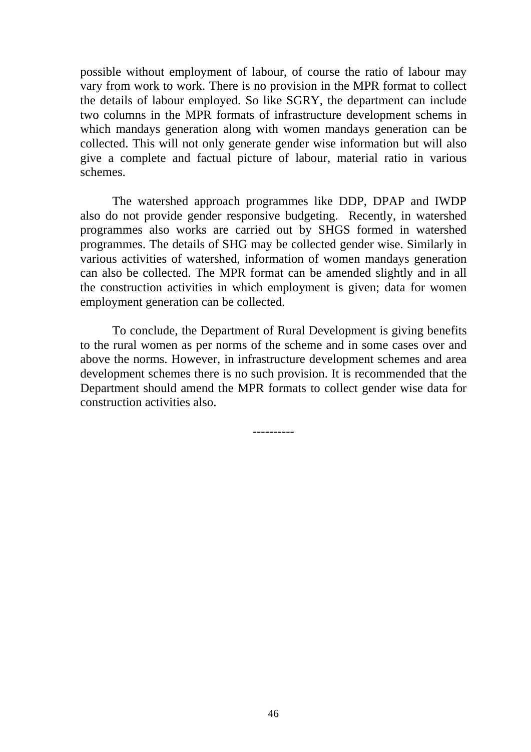possible without employment of labour, of course the ratio of labour may vary from work to work. There is no provision in the MPR format to collect the details of labour employed. So like SGRY, the department can include two columns in the MPR formats of infrastructure development schems in which mandays generation along with women mandays generation can be collected. This will not only generate gender wise information but will also give a complete and factual picture of labour, material ratio in various schemes.

The watershed approach programmes like DDP, DPAP and IWDP also do not provide gender responsive budgeting. Recently, in watershed programmes also works are carried out by SHGS formed in watershed programmes. The details of SHG may be collected gender wise. Similarly in various activities of watershed, information of women mandays generation can also be collected. The MPR format can be amended slightly and in all the construction activities in which employment is given; data for women employment generation can be collected.

To conclude, the Department of Rural Development is giving benefits to the rural women as per norms of the scheme and in some cases over and above the norms. However, in infrastructure development schemes and area development schemes there is no such provision. It is recommended that the Department should amend the MPR formats to collect gender wise data for construction activities also.

----------